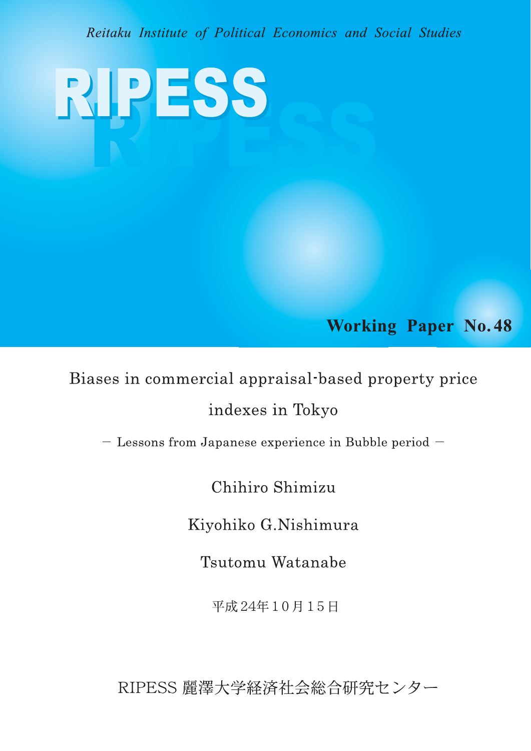*Reitaku Institute of Political Economics and Social Studies*

# RIPESS

**Working Paper No. 48**

## Biases in commercial appraisal-based property price indexes in Tokyo

— Lessons from Japanese experience in Bubble period —

Chihiro Shimizu

Kiyohiko G.Nishimura

Tsutomu Watanabe

平成24年10月15日

RIPESS 麗澤大学経済社会総合研究センター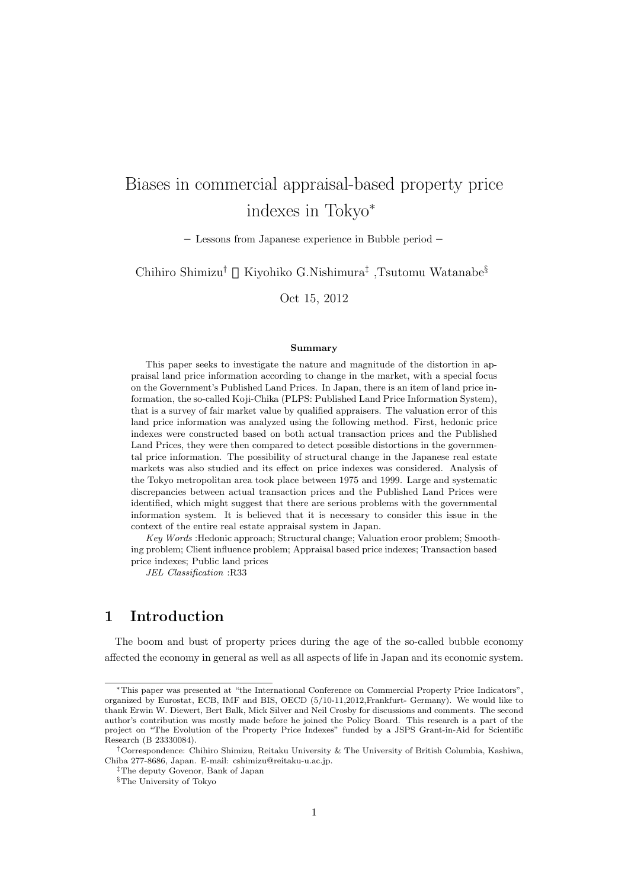# Biases in commercial appraisal-based property price indexes in Tokyo*

− Lessons from Japanese experience in Bubble period −

Chihiro Shimizu† , Kiyohiko G.Nishimura‡ ,Tsutomu Watanabe§

Oct 15, 2012

**Summary**

This paper seeks to investigate the nature and magnitude of the distortion in appraisal land price information according to change in the market, with a special focus on the Government's Published Land Prices. In Japan, there is an item of land price information, the so-called Koji-Chika (PLPS: Published Land Price Information System), that is a survey of fair market value by qualified appraisers. The valuation error of this land price information was analyzed using the following method. First, hedonic price indexes were constructed based on both actual transaction prices and the Published Land Prices, they were then compared to detect possible distortions in the governmental price information. The possibility of structural change in the Japanese real estate markets was also studied and its effect on price indexes was considered. Analysis of the Tokyo metropolitan area took place between 1975 and 1999. Large and systematic discrepancies between actual transaction prices and the Published Land Prices were identified, which might suggest that there are serious problems with the governmental information system. It is believed that it is necessary to consider this issue in the context of the entire real estate appraisal system in Japan.

*Key Words* :Hedonic approach; Structural change; Valuation eroor problem; Smoothing problem; Client influence problem; Appraisal based price indexes; Transaction based price indexes; Public land prices

*JEL Classification* :R33

## 1 Introduction

The boom and bust of property prices during the age of the so-called bubble economy affected the economy in general as well as all aspects of life in Japan and its economic system.

---

*This paper was presented at "the International Conference on Commercial Property Price Indicators", organized by Eurostat, ECB, IMF and BIS, OECD (5/10-11,2012,Frankfurt- Germany). We would like to thank Erwin W. Diewert, Bert Balk, Mick Silver and Neil Crosby for discussions and comments. The second author's contribution was mostly made before he joined the Policy Board. This research is a part of the project on "The Evolution of the Property Price Indexes" funded by a JSPS Grant-in-Aid for Scientific Research (B 23330084).

†Correspondence: Chihiro Shimizu, Reitaku University & The University of British Columbia, Kashiwa, Chiba 277-8686, Japan. E-mail: cshimizu@reitaku-u.ac.jp.

‡The deputy Govenor, Bank of Japan

§The University of Tokyo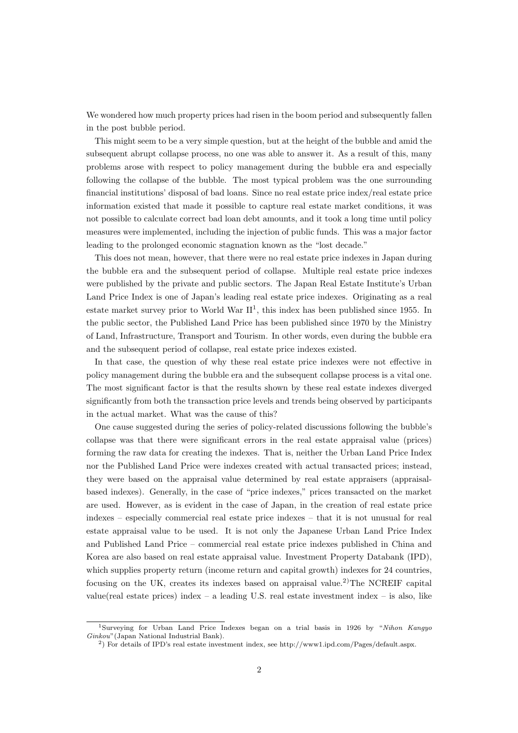We wondered how much property prices had risen in the boom period and subsequently fallen in the post bubble period.

This might seem to be a very simple question, but at the height of the bubble and amid the subsequent abrupt collapse process, no one was able to answer it. As a result of this, many problems arose with respect to policy management during the bubble era and especially following the collapse of the bubble. The most typical problem was the one surrounding financial institutions' disposal of bad loans. Since no real estate price index/real estate price information existed that made it possible to capture real estate market conditions, it was not possible to calculate correct bad loan debt amounts, and it took a long time until policy measures were implemented, including the injection of public funds. This was a major factor leading to the prolonged economic stagnation known as the "lost decade."

This does not mean, however, that there were no real estate price indexes in Japan during the bubble era and the subsequent period of collapse. Multiple real estate price indexes were published by the private and public sectors. The Japan Real Estate Institute's Urban Land Price Index is one of Japan's leading real estate price indexes. Originating as a real estate market survey prior to World War II[1], this index has been published since 1955. In the public sector, the Published Land Price has been published since 1970 by the Ministry of Land, Infrastructure, Transport and Tourism. In other words, even during the bubble era and the subsequent period of collapse, real estate price indexes existed.

In that case, the question of why these real estate price indexes were not effective in policy management during the bubble era and the subsequent collapse process is a vital one. The most significant factor is that the results shown by these real estate indexes diverged significantly from both the transaction price levels and trends being observed by participants in the actual market. What was the cause of this?

One cause suggested during the series of policy-related discussions following the bubble's collapse was that there were significant errors in the real estate appraisal value (prices) forming the raw data for creating the indexes. That is, neither the Urban Land Price Index nor the Published Land Price were indexes created with actual transacted prices; instead, they were based on the appraisal value determined by real estate appraisers (appraisal-based indexes). Generally, in the case of "price indexes," prices transacted on the market are used. However, as is evident in the case of Japan, in the creation of real estate price indexes – especially commercial real estate price indexes – that it is not unusual for real estate appraisal value to be used. It is not only the Japanese Urban Land Price Index and Published Land Price – commercial real estate price indexes published in China and Korea are also based on real estate appraisal value. Investment Property Databank (IPD), which supplies property return (income return and capital growth) indexes for 24 countries, focusing on the UK, creates its indexes based on appraisal value.[2)] The NCREIF capital value(real estate prices) index – a leading U.S. real estate investment index – is also, like

[1] Surveying for Urban Land Price Indexes began on a trial basis in 1926 by "*Nihon Kangyo Ginkou*"(Japan National Industrial Bank).

[2)] For details of IPD's real estate investment index, see http://www1.ipd.com/Pages/default.aspx.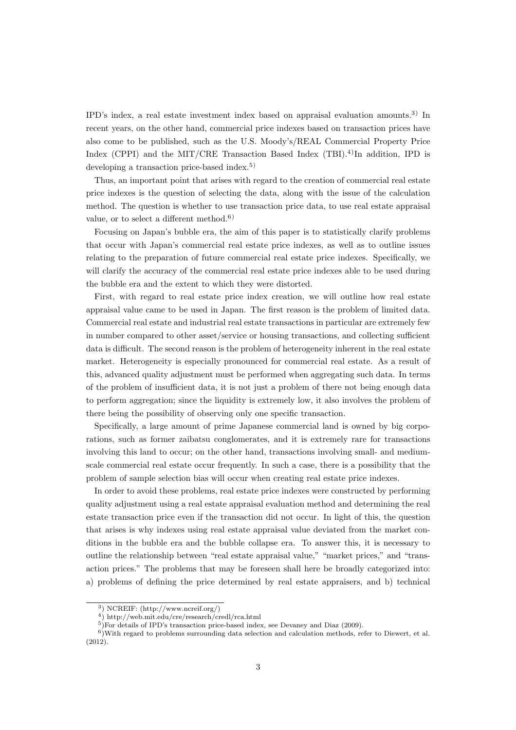IPD's index, a real estate investment index based on appraisal evaluation amounts.[3] In recent years, on the other hand, commercial price indexes based on transaction prices have also come to be published, such as the U.S. Moody's/REAL Commercial Property Price Index (CPPI) and the MIT/CRE Transaction Based Index (TBI).[4] In addition, IPD is developing a transaction price-based index.[5]

Thus, an important point that arises with regard to the creation of commercial real estate price indexes is the question of selecting the data, along with the issue of the calculation method. The question is whether to use transaction price data, to use real estate appraisal value, or to select a different method.[6]

Focusing on Japan's bubble era, the aim of this paper is to statistically clarify problems that occur with Japan's commercial real estate price indexes, as well as to outline issues relating to the preparation of future commercial real estate price indexes. Specifically, we will clarify the accuracy of the commercial real estate price indexes able to be used during the bubble era and the extent to which they were distorted.

First, with regard to real estate price index creation, we will outline how real estate appraisal value came to be used in Japan. The first reason is the problem of limited data. Commercial real estate and industrial real estate transactions in particular are extremely few in number compared to other asset/service or housing transactions, and collecting sufficient data is difficult. The second reason is the problem of heterogeneity inherent in the real estate market. Heterogeneity is especially pronounced for commercial real estate. As a result of this, advanced quality adjustment must be performed when aggregating such data. In terms of the problem of insufficient data, it is not just a problem of there not being enough data to perform aggregation; since the liquidity is extremely low, it also involves the problem of there being the possibility of observing only one specific transaction.

Specifically, a large amount of prime Japanese commercial land is owned by big corporations, such as former zaibatsu conglomerates, and it is extremely rare for transactions involving this land to occur; on the other hand, transactions involving small- and medium-scale commercial real estate occur frequently. In such a case, there is a possibility that the problem of sample selection bias will occur when creating real estate price indexes.

In order to avoid these problems, real estate price indexes were constructed by performing quality adjustment using a real estate appraisal evaluation method and determining the real estate transaction price even if the transaction did not occur. In light of this, the question that arises is why indexes using real estate appraisal value deviated from the market conditions in the bubble era and the bubble collapse era. To answer this, it is necessary to outline the relationship between "real estate appraisal value," "market prices," and "transaction prices." The problems that may be foreseen shall here be broadly categorized into: a) problems of defining the price determined by real estate appraisers, and b) technical

---

[3] NCREIF: (http://www.ncreif.org/)

[4] http://web.mit.edu/cre/research/credl/rca.html

[5] For details of IPD's transaction price-based index, see Devaney and Diaz (2009).

[6] With regard to problems surrounding data selection and calculation methods, refer to Diewert, et al. (2012).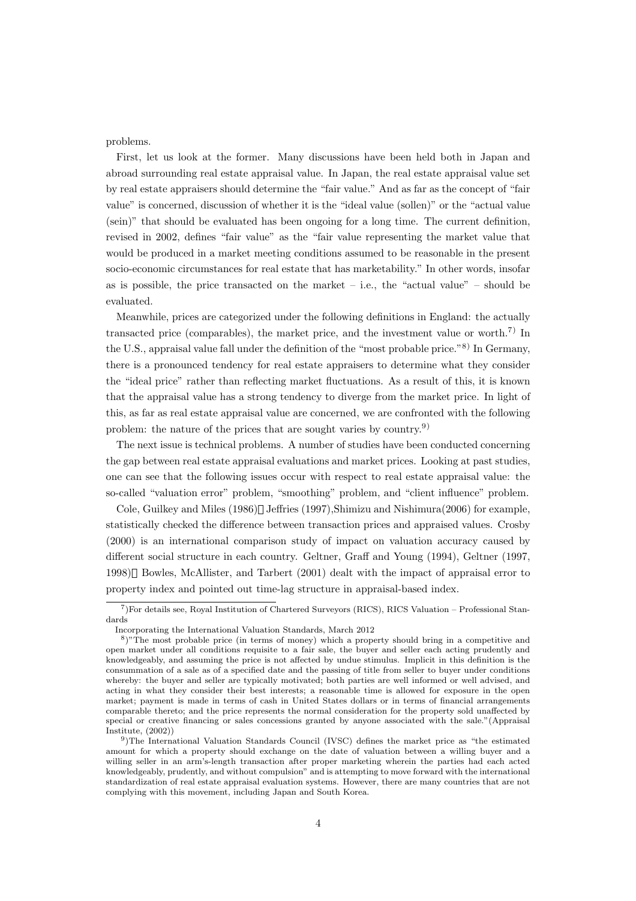problems.

First, let us look at the former. Many discussions have been held both in Japan and abroad surrounding real estate appraisal value. In Japan, the real estate appraisal value set by real estate appraisers should determine the "fair value." And as far as the concept of "fair value" is concerned, discussion of whether it is the "ideal value (sollen)" or the "actual value (sein)" that should be evaluated has been ongoing for a long time. The current definition, revised in 2002, defines "fair value" as the "fair value representing the market value that would be produced in a market meeting conditions assumed to be reasonable in the present socio-economic circumstances for real estate that has marketability." In other words, insofar as is possible, the price transacted on the market – i.e., the "actual value" – should be evaluated.

Meanwhile, prices are categorized under the following definitions in England: the actually transacted price (comparables), the market price, and the investment value or worth.[7] In the U.S., appraisal value fall under the definition of the "most probable price."[8] In Germany, there is a pronounced tendency for real estate appraisers to determine what they consider the "ideal price" rather than reflecting market fluctuations. As a result of this, it is known that the appraisal value has a strong tendency to diverge from the market price. In light of this, as far as real estate appraisal value are concerned, we are confronted with the following problem: the nature of the prices that are sought varies by country.[9]

The next issue is technical problems. A number of studies have been conducted concerning the gap between real estate appraisal evaluations and market prices. Looking at past studies, one can see that the following issues occur with respect to real estate appraisal value: the so-called "valuation error" problem, "smoothing" problem, and "client influence" problem.

Cole, Guilkey and Miles (1986), Jeffries (1997), Shimizu and Nishimura(2006) for example, statistically checked the difference between transaction prices and appraised values. Crosby (2000) is an international comparison study of impact on valuation accuracy caused by different social structure in each country. Geltner, Graff and Young (1994), Geltner (1997, 1998), Bowles, McAllister, and Tarbert (2001) dealt with the impact of appraisal error to property index and pointed out time-lag structure in appraisal-based index.

---

[7]For details see, Royal Institution of Chartered Surveyors (RICS), RICS Valuation – Professional Standards Incorporating the International Valuation Standards, March 2012

[8]"The most probable price (in terms of money) which a property should bring in a competitive and open market under all conditions requisite to a fair sale, the buyer and seller each acting prudently and knowledgeably, and assuming the price is not affected by undue stimulus. Implicit in this definition is the consummation of a sale as of a specified date and the passing of title from seller to buyer under conditions whereby: the buyer and seller are typically motivated; both parties are well informed or well advised, and acting in what they consider their best interests; a reasonable time is allowed for exposure in the open market; payment is made in terms of cash in United States dollars or in terms of financial arrangements comparable thereto; and the price represents the normal consideration for the property sold unaffected by special or creative financing or sales concessions granted by anyone associated with the sale."(Appraisal Institute, (2002))

[9]The International Valuation Standards Council (IVSC) defines the market price as "the estimated amount for which a property should exchange on the date of valuation between a willing buyer and a willing seller in an arm's-length transaction after proper marketing wherein the parties had each acted knowledgeably, prudently, and without compulsion" and is attempting to move forward with the international standardization of real estate appraisal evaluation systems. However, there are many countries that are not complying with this movement, including Japan and South Korea.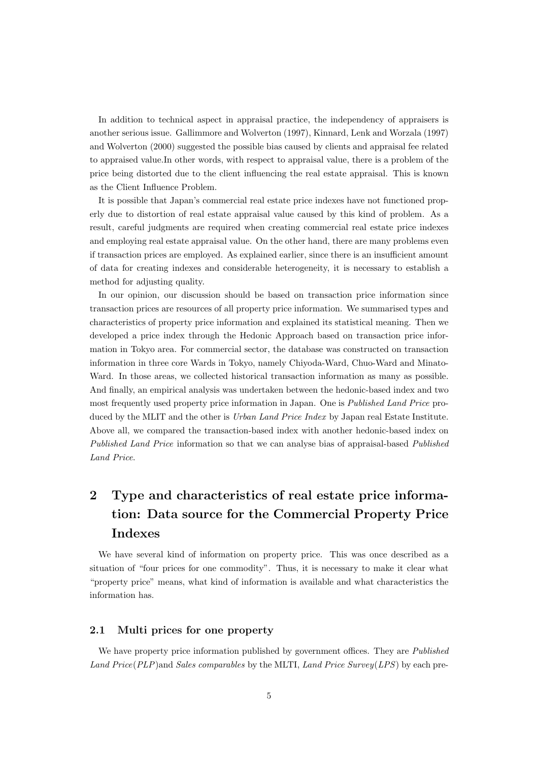In addition to technical aspect in appraisal practice, the independency of appraisers is another serious issue. Gallimmore and Wolverton (1997), Kinnard, Lenk and Worzala (1997) and Wolverton (2000) suggested the possible bias caused by clients and appraisal fee related to appraised value.In other words, with respect to appraisal value, there is a problem of the price being distorted due to the client influencing the real estate appraisal. This is known as the Client Influence Problem.

It is possible that Japan's commercial real estate price indexes have not functioned properly due to distortion of real estate appraisal value caused by this kind of problem. As a result, careful judgments are required when creating commercial real estate price indexes and employing real estate appraisal value. On the other hand, there are many problems even if transaction prices are employed. As explained earlier, since there is an insufficient amount of data for creating indexes and considerable heterogeneity, it is necessary to establish a method for adjusting quality.

In our opinion, our discussion should be based on transaction price information since transaction prices are resources of all property price information. We summarised types and characteristics of property price information and explained its statistical meaning. Then we developed a price index through the Hedonic Approach based on transaction price information in Tokyo area. For commercial sector, the database was constructed on transaction information in three core Wards in Tokyo, namely Chiyoda-Ward, Chuo-Ward and Minato-Ward. In those areas, we collected historical transaction information as many as possible. And finally, an empirical analysis was undertaken between the hedonic-based index and two most frequently used property price information in Japan. One is *Published Land Price* produced by the MLIT and the other is *Urban Land Price Index* by Japan real Estate Institute. Above all, we compared the transaction-based index with another hedonic-based index on *Published Land Price* information so that we can analyse bias of appraisal-based *Published Land Price*.

# 2 Type and characteristics of real estate price information: Data source for the Commercial Property Price Indexes

We have several kind of information on property price. This was once described as a situation of "four prices for one commodity". Thus, it is necessary to make it clear what "property price" means, what kind of information is available and what characteristics the information has.

## 2.1 Multi prices for one property

We have property price information published by government offices. They are *Published Land Price*(*PLP*)and *Sales comparables* by the MLTI, *Land Price Survey*(*LPS*) by each pre-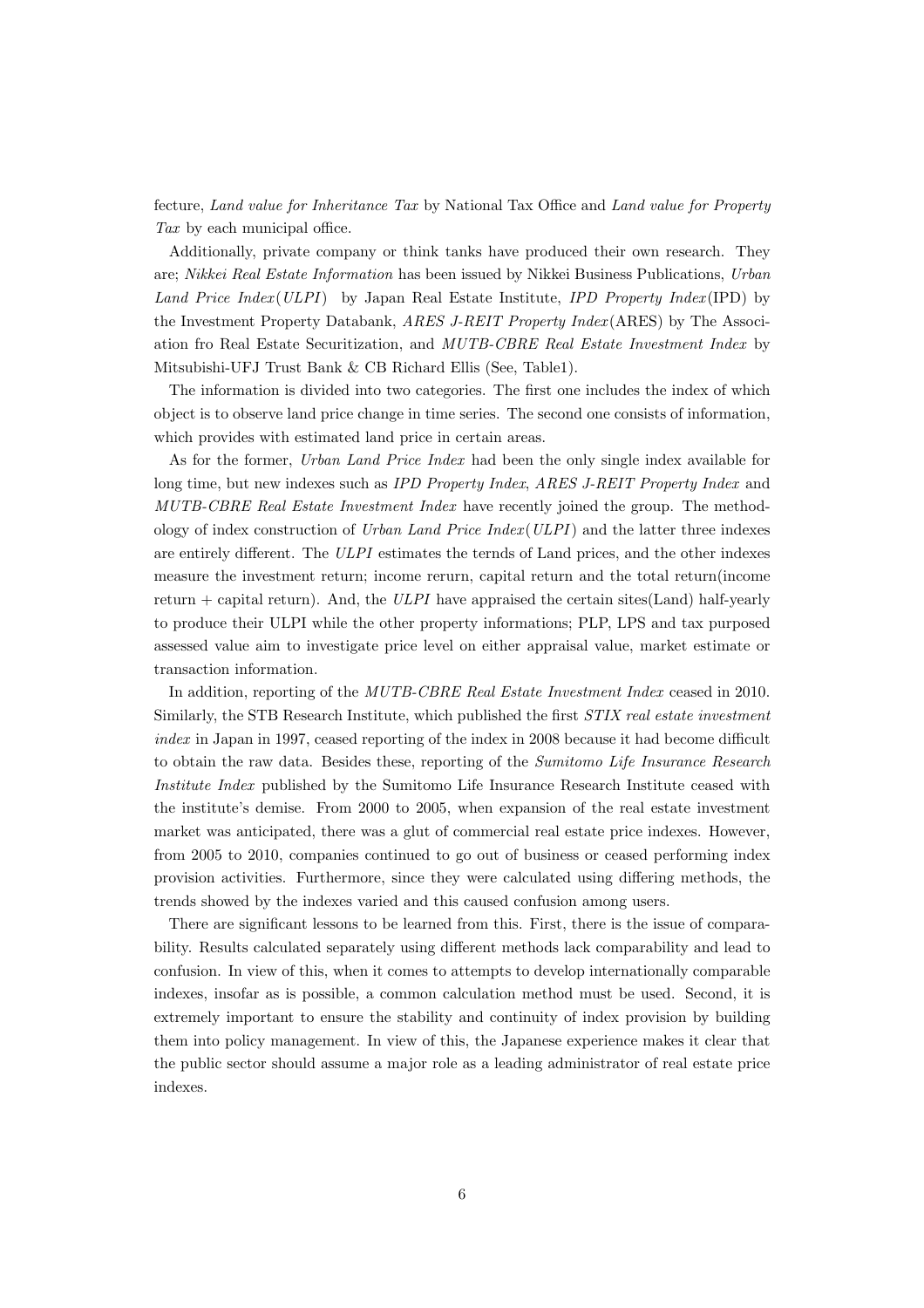fecture, *Land value for Inheritance Tax* by National Tax Office and *Land value for Property Tax* by each municipal office.

Additionally, private company or think tanks have produced their own research. They are; *Nikkei Real Estate Information* has been issued by Nikkei Business Publications, *Urban Land Price Index*(*ULPI*) by Japan Real Estate Institute, *IPD Property Index*(IPD) by the Investment Property Databank, *ARES J-REIT Property Index*(ARES) by The Association fro Real Estate Securitization, and *MUTB-CBRE Real Estate Investment Index* by Mitsubishi-UFJ Trust Bank & CB Richard Ellis (See, Table1).

The information is divided into two categories. The first one includes the index of which object is to observe land price change in time series. The second one consists of information, which provides with estimated land price in certain areas.

As for the former, *Urban Land Price Index* had been the only single index available for long time, but new indexes such as *IPD Property Index*, *ARES J-REIT Property Index* and *MUTB-CBRE Real Estate Investment Index* have recently joined the group. The methodology of index construction of *Urban Land Price Index*(*ULPI*) and the latter three indexes are entirely different. The *ULPI* estimates the ternds of Land prices, and the other indexes measure the investment return; income rerurn, capital return and the total return(income return + capital return). And, the *ULPI* have appraised the certain sites(Land) half-yearly to produce their ULPI while the other property informations; PLP, LPS and tax purposed assessed value aim to investigate price level on either appraisal value, market estimate or transaction information.

In addition, reporting of the *MUTB-CBRE Real Estate Investment Index* ceased in 2010. Similarly, the STB Research Institute, which published the first *STIX real estate investment index* in Japan in 1997, ceased reporting of the index in 2008 because it had become difficult to obtain the raw data. Besides these, reporting of the *Sumitomo Life Insurance Research Institute Index* published by the Sumitomo Life Insurance Research Institute ceased with the institute's demise. From 2000 to 2005, when expansion of the real estate investment market was anticipated, there was a glut of commercial real estate price indexes. However, from 2005 to 2010, companies continued to go out of business or ceased performing index provision activities. Furthermore, since they were calculated using differing methods, the trends showed by the indexes varied and this caused confusion among users.

There are significant lessons to be learned from this. First, there is the issue of comparability. Results calculated separately using different methods lack comparability and lead to confusion. In view of this, when it comes to attempts to develop internationally comparable indexes, insofar as is possible, a common calculation method must be used. Second, it is extremely important to ensure the stability and continuity of index provision by building them into policy management. In view of this, the Japanese experience makes it clear that the public sector should assume a major role as a leading administrator of real estate price indexes.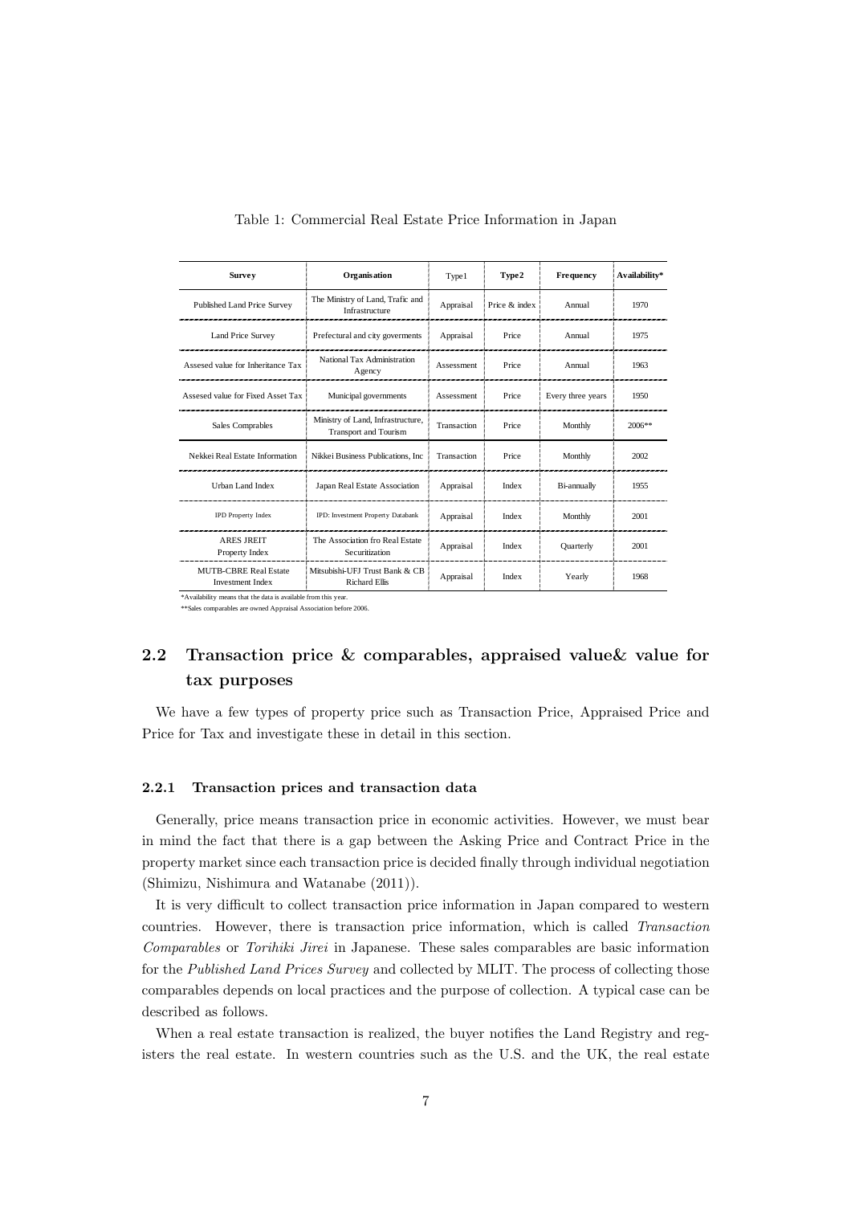Table 1: Commercial Real Estate Price Information in Japan

| Survey | Organisation | Type1 | Type2 | Frequency | Availability* |
|---|---|---|---|---|---|
| Published Land Price Survey | The Ministry of Land, Trafic and Infrastructure | Appraisal | Price & index | Annual | 1970 |
| Land Price Survey | Prefectural and city goverments | Appraisal | Price | Annual | 1975 |
| Assesed value for Inheritance Tax | National Tax Administration Agency | Assessment | Price | Annual | 1963 |
| Assesed value for Fixed Asset Tax | Municipal governments | Assessment | Price | Every three years | 1950 |
| Sales Comprables | Ministry of Land, Infrastructure, Transport and Tourism | Transaction | Price | Monthly | 2006** |
| Nekkei Real Estate Information | Nikkei Business Publications, Inc | Transaction | Price | Monthly | 2002 |
| Urban Land Index | Japan Real Estate Association | Appraisal | Index | Bi-annually | 1955 |
| IPD Property Index | IPD: Investment Property Databank | Appraisal | Index | Monthly | 2001 |
| ARES JREIT Property Index | The Association fro Real Estate Securitization | Appraisal | Index | Quarterly | 2001 |
| MUTB-CBRE Real Estate Investment Index | Mitsubishi-UFJ Trust Bank & CB Richard Ellis | Appraisal | Index | Yearly | 1968 |

*Availability means that the data is available from this year.

**Sales comparables are owned Appraisal Association before 2006.

## 2.2 Transaction price & comparables, appraised value& value for tax purposes

We have a few types of property price such as Transaction Price, Appraised Price and Price for Tax and investigate these in detail in this section.

### 2.2.1 Transaction prices and transaction data

Generally, price means transaction price in economic activities. However, we must bear in mind the fact that there is a gap between the Asking Price and Contract Price in the property market since each transaction price is decided finally through individual negotiation (Shimizu, Nishimura and Watanabe (2011)).

It is very difficult to collect transaction price information in Japan compared to western countries. However, there is transaction price information, which is called *Transaction Comparables* or *Torihiki Jirei* in Japanese. These sales comparables are basic information for the *Published Land Prices Survey* and collected by MLIT. The process of collecting those comparables depends on local practices and the purpose of collection. A typical case can be described as follows.

When a real estate transaction is realized, the buyer notifies the Land Registry and registers the real estate. In western countries such as the U.S. and the UK, the real estate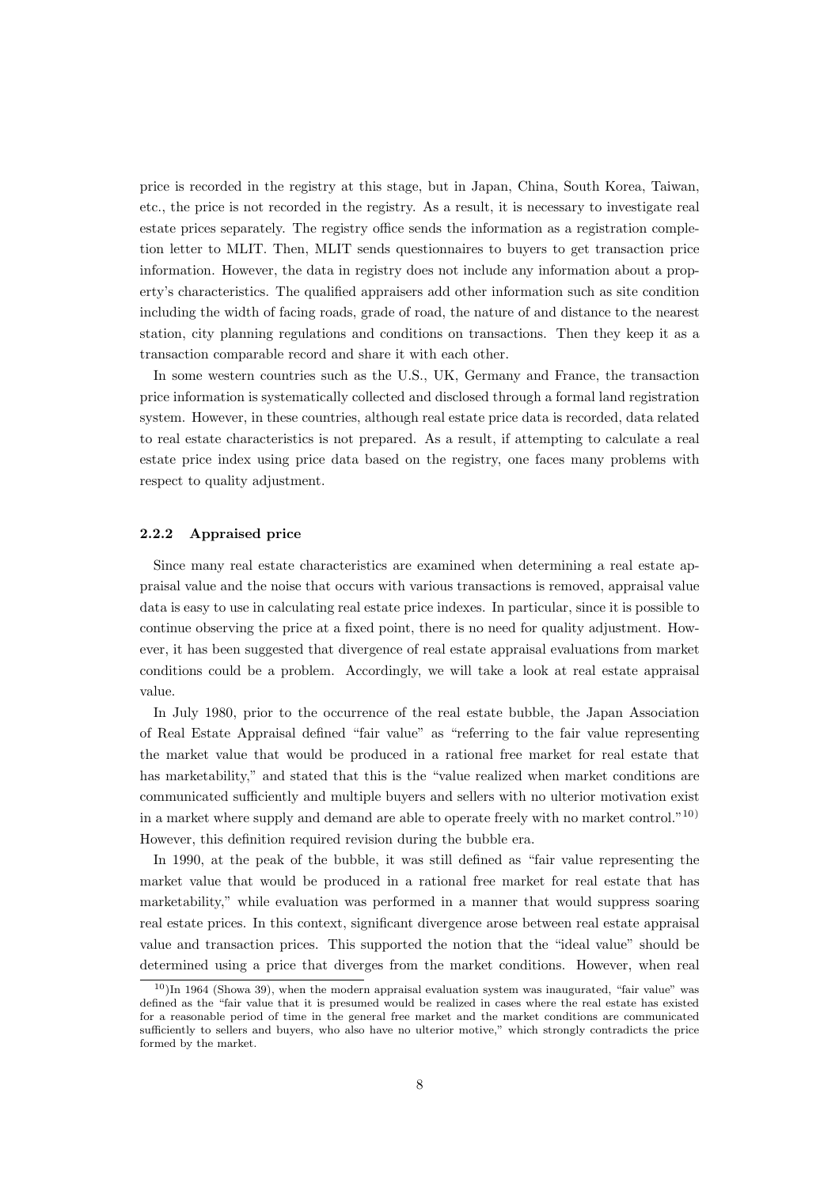price is recorded in the registry at this stage, but in Japan, China, South Korea, Taiwan, etc., the price is not recorded in the registry. As a result, it is necessary to investigate real estate prices separately. The registry office sends the information as a registration completion letter to MLIT. Then, MLIT sends questionnaires to buyers to get transaction price information. However, the data in registry does not include any information about a property's characteristics. The qualified appraisers add other information such as site condition including the width of facing roads, grade of road, the nature of and distance to the nearest station, city planning regulations and conditions on transactions. Then they keep it as a transaction comparable record and share it with each other.

In some western countries such as the U.S., UK, Germany and France, the transaction price information is systematically collected and disclosed through a formal land registration system. However, in these countries, although real estate price data is recorded, data related to real estate characteristics is not prepared. As a result, if attempting to calculate a real estate price index using price data based on the registry, one faces many problems with respect to quality adjustment.

### 2.2.2 Appraised price

Since many real estate characteristics are examined when determining a real estate appraisal value and the noise that occurs with various transactions is removed, appraisal value data is easy to use in calculating real estate price indexes. In particular, since it is possible to continue observing the price at a fixed point, there is no need for quality adjustment. However, it has been suggested that divergence of real estate appraisal evaluations from market conditions could be a problem. Accordingly, we will take a look at real estate appraisal value.

In July 1980, prior to the occurrence of the real estate bubble, the Japan Association of Real Estate Appraisal defined "fair value" as "referring to the fair value representing the market value that would be produced in a rational free market for real estate that has marketability," and stated that this is the "value realized when market conditions are communicated sufficiently and multiple buyers and sellers with no ulterior motivation exist in a market where supply and demand are able to operate freely with no market control."[10] However, this definition required revision during the bubble era.

In 1990, at the peak of the bubble, it was still defined as "fair value representing the market value that would be produced in a rational free market for real estate that has marketability," while evaluation was performed in a manner that would suppress soaring real estate prices. In this context, significant divergence arose between real estate appraisal value and transaction prices. This supported the notion that the "ideal value" should be determined using a price that diverges from the market conditions. However, when real

---

[10]In 1964 (Showa 39), when the modern appraisal evaluation system was inaugurated, "fair value" was defined as the "fair value that it is presumed would be realized in cases where the real estate has existed for a reasonable period of time in the general free market and the market conditions are communicated sufficiently to sellers and buyers, who also have no ulterior motive," which strongly contradicts the price formed by the market.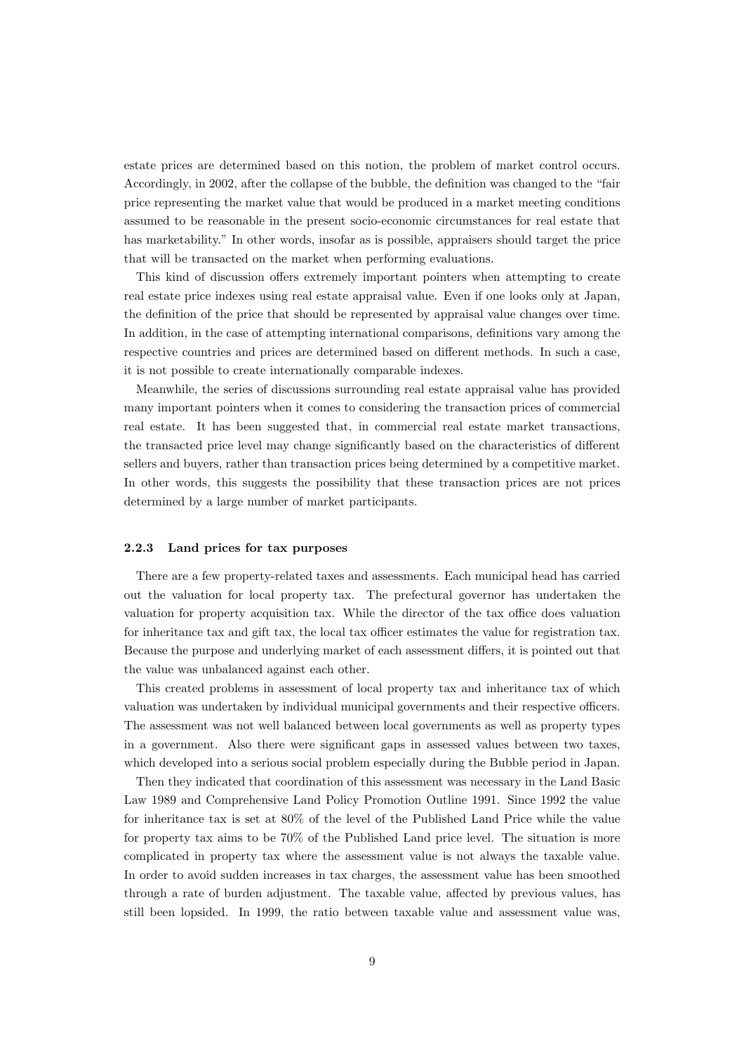estate prices are determined based on this notion, the problem of market control occurs. Accordingly, in 2002, after the collapse of the bubble, the definition was changed to the "fair price representing the market value that would be produced in a market meeting conditions assumed to be reasonable in the present socio-economic circumstances for real estate that has marketability." In other words, insofar as is possible, appraisers should target the price that will be transacted on the market when performing evaluations.

This kind of discussion offers extremely important pointers when attempting to create real estate price indexes using real estate appraisal value. Even if one looks only at Japan, the definition of the price that should be represented by appraisal value changes over time. In addition, in the case of attempting international comparisons, definitions vary among the respective countries and prices are determined based on different methods. In such a case, it is not possible to create internationally comparable indexes.

Meanwhile, the series of discussions surrounding real estate appraisal value has provided many important pointers when it comes to considering the transaction prices of commercial real estate. It has been suggested that, in commercial real estate market transactions, the transacted price level may change significantly based on the characteristics of different sellers and buyers, rather than transaction prices being determined by a competitive market. In other words, this suggests the possibility that these transaction prices are not prices determined by a large number of market participants.

### 2.2.3 Land prices for tax purposes

There are a few property-related taxes and assessments. Each municipal head has carried out the valuation for local property tax. The prefectural governor has undertaken the valuation for property acquisition tax. While the director of the tax office does valuation for inheritance tax and gift tax, the local tax officer estimates the value for registration tax. Because the purpose and underlying market of each assessment differs, it is pointed out that the value was unbalanced against each other.

This created problems in assessment of local property tax and inheritance tax of which valuation was undertaken by individual municipal governments and their respective officers. The assessment was not well balanced between local governments as well as property types in a government. Also there were significant gaps in assessed values between two taxes, which developed into a serious social problem especially during the Bubble period in Japan.

Then they indicated that coordination of this assessment was necessary in the Land Basic Law 1989 and Comprehensive Land Policy Promotion Outline 1991. Since 1992 the value for inheritance tax is set at 80% of the level of the Published Land Price while the value for property tax aims to be 70% of the Published Land price level. The situation is more complicated in property tax where the assessment value is not always the taxable value. In order to avoid sudden increases in tax charges, the assessment value has been smoothed through a rate of burden adjustment. The taxable value, affected by previous values, has still been lopsided. In 1999, the ratio between taxable value and assessment value was,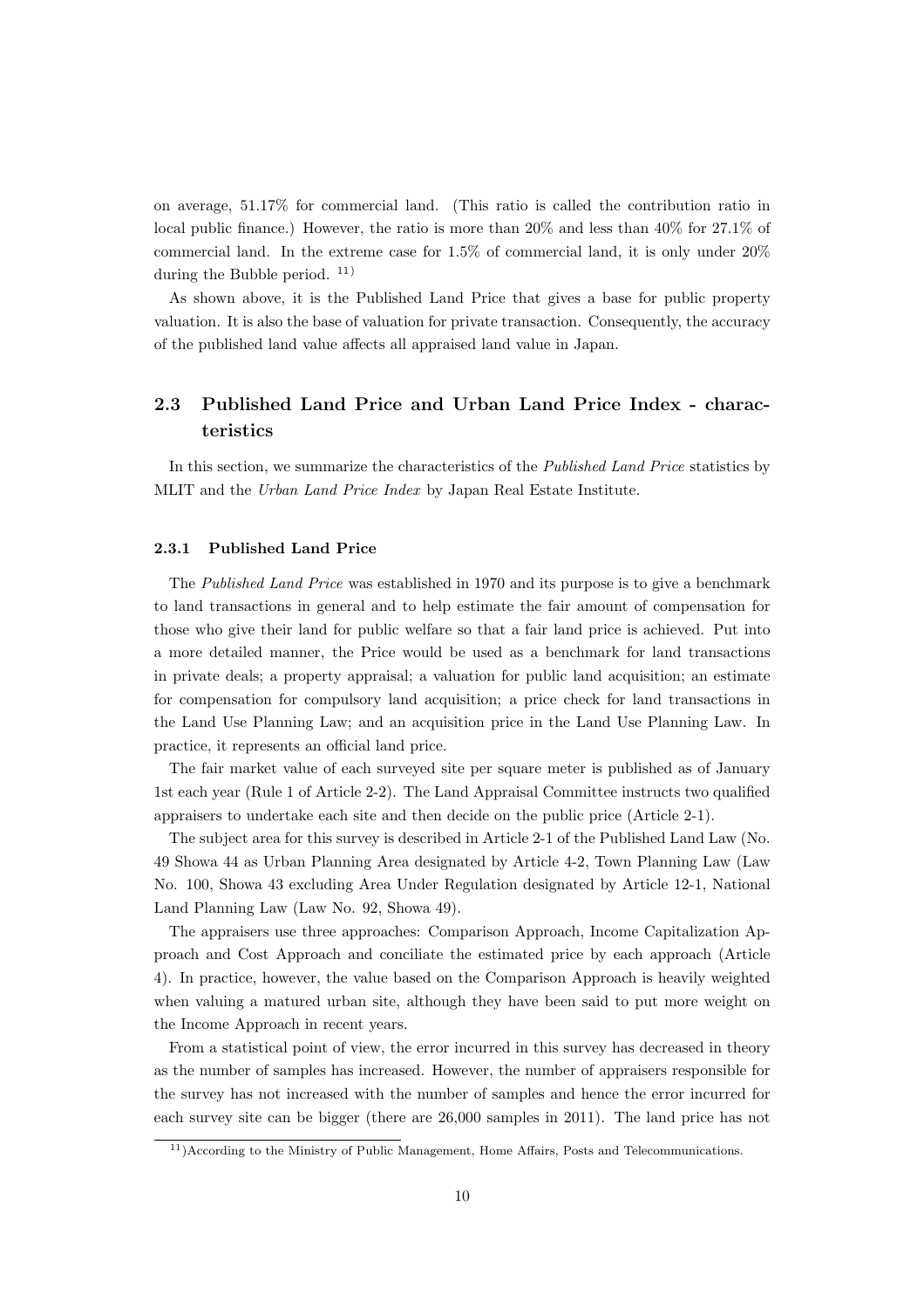on average, 51.17% for commercial land. (This ratio is called the contribution ratio in local public finance.) However, the ratio is more than 20% and less than 40% for 27.1% of commercial land. In the extreme case for 1.5% of commercial land, it is only under 20% during the Bubble period. [11)]

As shown above, it is the Published Land Price that gives a base for public property valuation. It is also the base of valuation for private transaction. Consequently, the accuracy of the published land value affects all appraised land value in Japan.

## 2.3 Published Land Price and Urban Land Price Index - characteristics

In this section, we summarize the characteristics of the *Published Land Price* statistics by MLIT and the *Urban Land Price Index* by Japan Real Estate Institute.

### 2.3.1 Published Land Price

The *Published Land Price* was established in 1970 and its purpose is to give a benchmark to land transactions in general and to help estimate the fair amount of compensation for those who give their land for public welfare so that a fair land price is achieved. Put into a more detailed manner, the Price would be used as a benchmark for land transactions in private deals; a property appraisal; a valuation for public land acquisition; an estimate for compensation for compulsory land acquisition; a price check for land transactions in the Land Use Planning Law; and an acquisition price in the Land Use Planning Law. In practice, it represents an official land price.

The fair market value of each surveyed site per square meter is published as of January 1st each year (Rule 1 of Article 2-2). The Land Appraisal Committee instructs two qualified appraisers to undertake each site and then decide on the public price (Article 2-1).

The subject area for this survey is described in Article 2-1 of the Published Land Law (No. 49 Showa 44 as Urban Planning Area designated by Article 4-2, Town Planning Law (Law No. 100, Showa 43 excluding Area Under Regulation designated by Article 12-1, National Land Planning Law (Law No. 92, Showa 49).

The appraisers use three approaches: Comparison Approach, Income Capitalization Approach and Cost Approach and conciliate the estimated price by each approach (Article 4). In practice, however, the value based on the Comparison Approach is heavily weighted when valuing a matured urban site, although they have been said to put more weight on the Income Approach in recent years.

From a statistical point of view, the error incurred in this survey has decreased in theory as the number of samples has increased. However, the number of appraisers responsible for the survey has not increased with the number of samples and hence the error incurred for each survey site can be bigger (there are 26,000 samples in 2011). The land price has not

[11)]According to the Ministry of Public Management, Home Affairs, Posts and Telecommunications.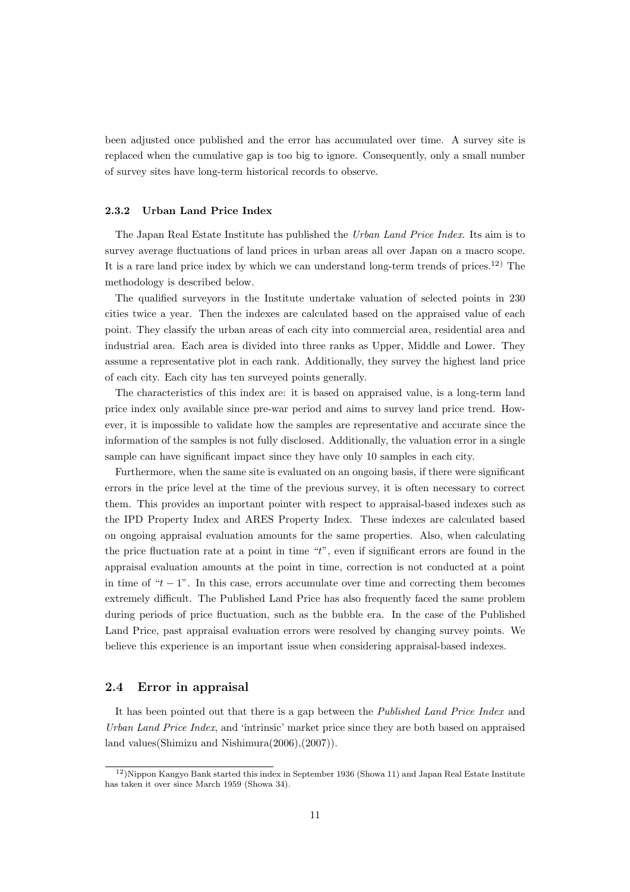been adjusted once published and the error has accumulated over time. A survey site is replaced when the cumulative gap is too big to ignore. Consequently, only a small number of survey sites have long-term historical records to observe.

#### 2.3.2 Urban Land Price Index

The Japan Real Estate Institute has published the *Urban Land Price Index*. Its aim is to survey average fluctuations of land prices in urban areas all over Japan on a macro scope. It is a rare land price index by which we can understand long-term trends of prices.[12)] The methodology is described below.

The qualified surveyors in the Institute undertake valuation of selected points in 230 cities twice a year. Then the indexes are calculated based on the appraised value of each point. They classify the urban areas of each city into commercial area, residential area and industrial area. Each area is divided into three ranks as Upper, Middle and Lower. They assume a representative plot in each rank. Additionally, they survey the highest land price of each city. Each city has ten surveyed points generally.

The characteristics of this index are: it is based on appraised value, is a long-term land price index only available since pre-war period and aims to survey land price trend. However, it is impossible to validate how the samples are representative and accurate since the information of the samples is not fully disclosed. Additionally, the valuation error in a single sample can have significant impact since they have only 10 samples in each city.

Furthermore, when the same site is evaluated on an ongoing basis, if there were significant errors in the price level at the time of the previous survey, it is often necessary to correct them. This provides an important pointer with respect to appraisal-based indexes such as the IPD Property Index and ARES Property Index. These indexes are calculated based on ongoing appraisal evaluation amounts for the same properties. Also, when calculating the price fluctuation rate at a point in time "$t$", even if significant errors are found in the appraisal evaluation amounts at the point in time, correction is not conducted at a point in time of "$t-1$". In this case, errors accumulate over time and correcting them becomes extremely difficult. The Published Land Price has also frequently faced the same problem during periods of price fluctuation, such as the bubble era. In the case of the Published Land Price, past appraisal evaluation errors were resolved by changing survey points. We believe this experience is an important issue when considering appraisal-based indexes.

### 2.4 Error in appraisal

It has been pointed out that there is a gap between the *Published Land Price Index* and *Urban Land Price Index*, and 'intrinsic' market price since they are both based on appraised land values(Shimizu and Nishimura(2006),(2007)).

12)Nippon Kangyo Bank started this index in September 1936 (Showa 11) and Japan Real Estate Institute has taken it over since March 1959 (Showa 34).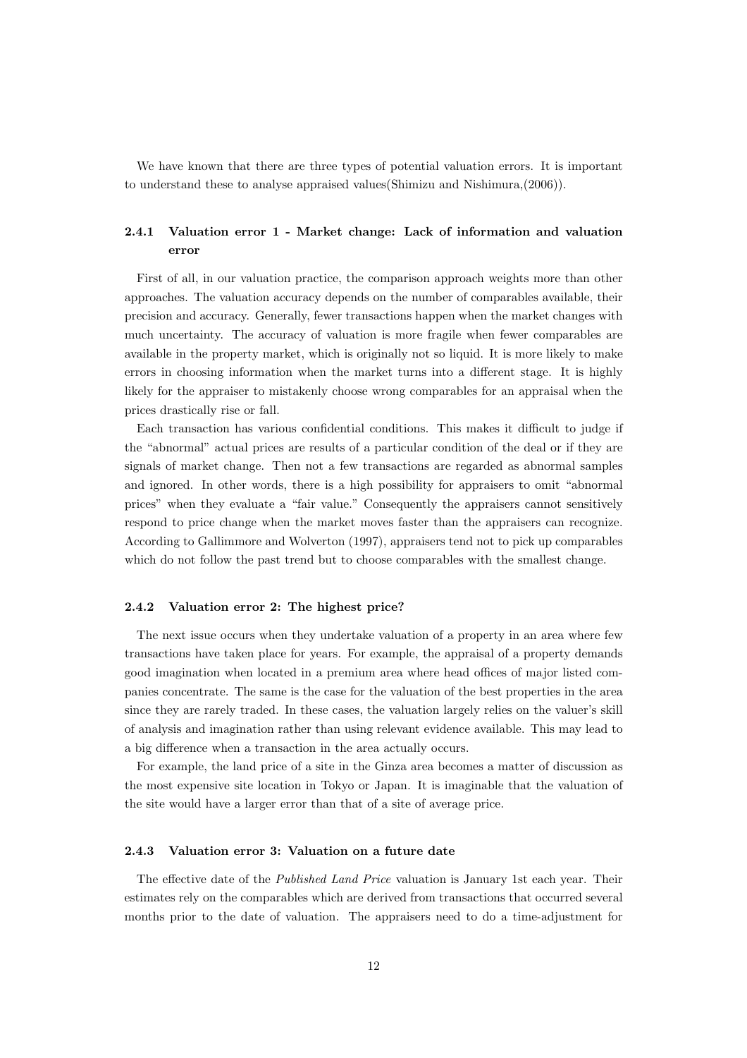We have known that there are three types of potential valuation errors. It is important to understand these to analyse appraised values(Shimizu and Nishimura,(2006)).

### 2.4.1 Valuation error 1 - Market change: Lack of information and valuation error

First of all, in our valuation practice, the comparison approach weights more than other approaches. The valuation accuracy depends on the number of comparables available, their precision and accuracy. Generally, fewer transactions happen when the market changes with much uncertainty. The accuracy of valuation is more fragile when fewer comparables are available in the property market, which is originally not so liquid. It is more likely to make errors in choosing information when the market turns into a different stage. It is highly likely for the appraiser to mistakenly choose wrong comparables for an appraisal when the prices drastically rise or fall.

Each transaction has various confidential conditions. This makes it difficult to judge if the "abnormal" actual prices are results of a particular condition of the deal or if they are signals of market change. Then not a few transactions are regarded as abnormal samples and ignored. In other words, there is a high possibility for appraisers to omit "abnormal prices" when they evaluate a "fair value." Consequently the appraisers cannot sensitively respond to price change when the market moves faster than the appraisers can recognize. According to Gallimmore and Wolverton (1997), appraisers tend not to pick up comparables which do not follow the past trend but to choose comparables with the smallest change.

### 2.4.2 Valuation error 2: The highest price?

The next issue occurs when they undertake valuation of a property in an area where few transactions have taken place for years. For example, the appraisal of a property demands good imagination when located in a premium area where head offices of major listed companies concentrate. The same is the case for the valuation of the best properties in the area since they are rarely traded. In these cases, the valuation largely relies on the valuer's skill of analysis and imagination rather than using relevant evidence available. This may lead to a big difference when a transaction in the area actually occurs.

For example, the land price of a site in the Ginza area becomes a matter of discussion as the most expensive site location in Tokyo or Japan. It is imaginable that the valuation of the site would have a larger error than that of a site of average price.

### 2.4.3 Valuation error 3: Valuation on a future date

The effective date of the *Published Land Price* valuation is January 1st each year. Their estimates rely on the comparables which are derived from transactions that occurred several months prior to the date of valuation. The appraisers need to do a time-adjustment for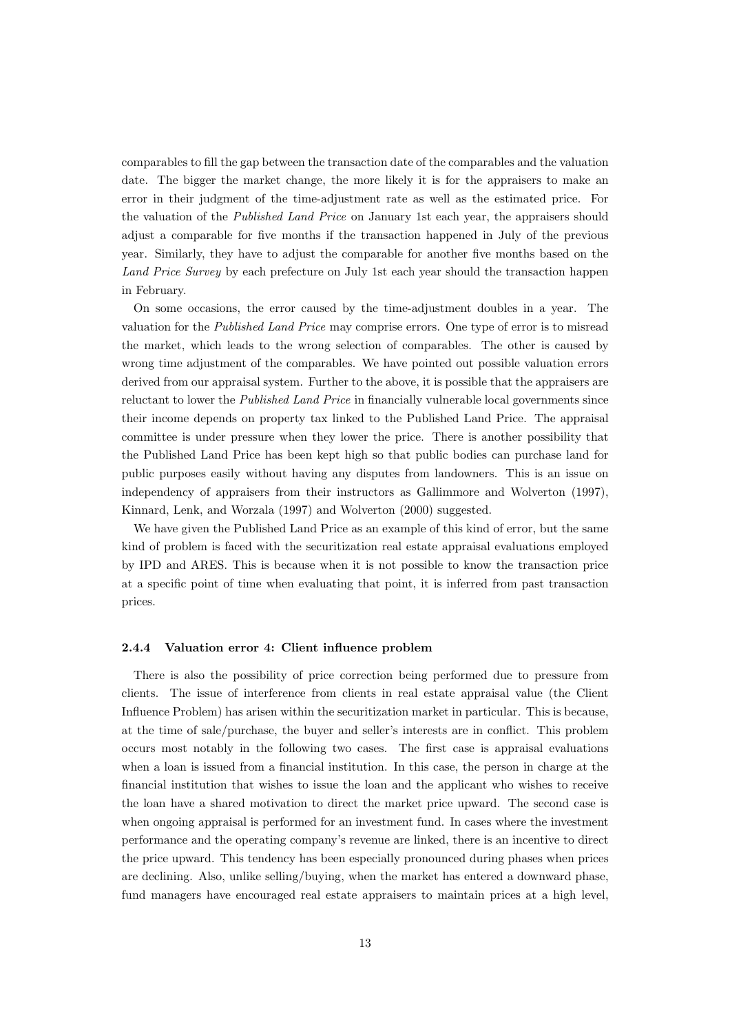comparables to fill the gap between the transaction date of the comparables and the valuation date. The bigger the market change, the more likely it is for the appraisers to make an error in their judgment of the time-adjustment rate as well as the estimated price. For the valuation of the *Published Land Price* on January 1st each year, the appraisers should adjust a comparable for five months if the transaction happened in July of the previous year. Similarly, they have to adjust the comparable for another five months based on the *Land Price Survey* by each prefecture on July 1st each year should the transaction happen in February.

On some occasions, the error caused by the time-adjustment doubles in a year. The valuation for the *Published Land Price* may comprise errors. One type of error is to misread the market, which leads to the wrong selection of comparables. The other is caused by wrong time adjustment of the comparables. We have pointed out possible valuation errors derived from our appraisal system. Further to the above, it is possible that the appraisers are reluctant to lower the *Published Land Price* in financially vulnerable local governments since their income depends on property tax linked to the Published Land Price. The appraisal committee is under pressure when they lower the price. There is another possibility that the Published Land Price has been kept high so that public bodies can purchase land for public purposes easily without having any disputes from landowners. This is an issue on independency of appraisers from their instructors as Gallimmore and Wolverton (1997), Kinnard, Lenk, and Worzala (1997) and Wolverton (2000) suggested.

We have given the Published Land Price as an example of this kind of error, but the same kind of problem is faced with the securitization real estate appraisal evaluations employed by IPD and ARES. This is because when it is not possible to know the transaction price at a specific point of time when evaluating that point, it is inferred from past transaction prices.

#### 2.4.4 Valuation error 4: Client influence problem

There is also the possibility of price correction being performed due to pressure from clients. The issue of interference from clients in real estate appraisal value (the Client Influence Problem) has arisen within the securitization market in particular. This is because, at the time of sale/purchase, the buyer and seller's interests are in conflict. This problem occurs most notably in the following two cases. The first case is appraisal evaluations when a loan is issued from a financial institution. In this case, the person in charge at the financial institution that wishes to issue the loan and the applicant who wishes to receive the loan have a shared motivation to direct the market price upward. The second case is when ongoing appraisal is performed for an investment fund. In cases where the investment performance and the operating company's revenue are linked, there is an incentive to direct the price upward. This tendency has been especially pronounced during phases when prices are declining. Also, unlike selling/buying, when the market has entered a downward phase, fund managers have encouraged real estate appraisers to maintain prices at a high level,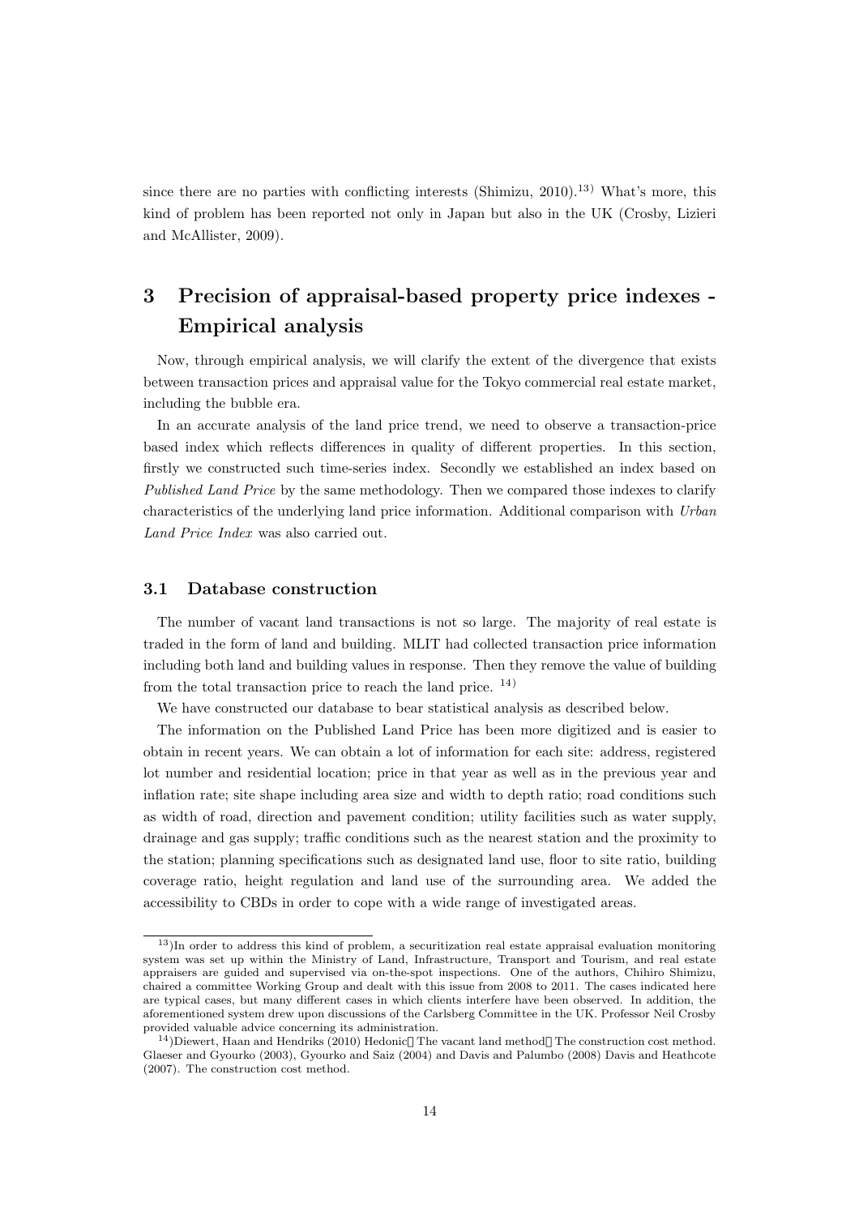since there are no parties with conflicting interests (Shimizu, 2010).[13] What's more, this kind of problem has been reported not only in Japan but also in the UK (Crosby, Lizieri and McAllister, 2009).

# 3 Precision of appraisal-based property price indexes - Empirical analysis

Now, through empirical analysis, we will clarify the extent of the divergence that exists between transaction prices and appraisal value for the Tokyo commercial real estate market, including the bubble era.

In an accurate analysis of the land price trend, we need to observe a transaction-price based index which reflects differences in quality of different properties. In this section, firstly we constructed such time-series index. Secondly we established an index based on *Published Land Price* by the same methodology. Then we compared those indexes to clarify characteristics of the underlying land price information. Additional comparison with *Urban Land Price Index* was also carried out.

## 3.1 Database construction

The number of vacant land transactions is not so large. The majority of real estate is traded in the form of land and building. MLIT had collected transaction price information including both land and building values in response. Then they remove the value of building from the total transaction price to reach the land price. [14]

We have constructed our database to bear statistical analysis as described below.

The information on the Published Land Price has been more digitized and is easier to obtain in recent years. We can obtain a lot of information for each site: address, registered lot number and residential location; price in that year as well as in the previous year and inflation rate; site shape including area size and width to depth ratio; road conditions such as width of road, direction and pavement condition; utility facilities such as water supply, drainage and gas supply; traffic conditions such as the nearest station and the proximity to the station; planning specifications such as designated land use, floor to site ratio, building coverage ratio, height regulation and land use of the surrounding area. We added the accessibility to CBDs in order to cope with a wide range of investigated areas.

---

[13])In order to address this kind of problem, a securitization real estate appraisal evaluation monitoring system was set up within the Ministry of Land, Infrastructure, Transport and Tourism, and real estate appraisers are guided and supervised via on-the-spot inspections. One of the authors, Chihiro Shimizu, chaired a committee Working Group and dealt with this issue from 2008 to 2011. The cases indicated here are typical cases, but many different cases in which clients interfere have been observed. In addition, the aforementioned system drew upon discussions of the Carlsberg Committee in the UK. Professor Neil Crosby provided valuable advice concerning its administration.

[14])Diewert, Haan and Hendriks (2010) Hedonic The vacant land method The construction cost method. Glaeser and Gyourko (2003), Gyourko and Saiz (2004) and Davis and Palumbo (2008) Davis and Heathcote (2007). The construction cost method.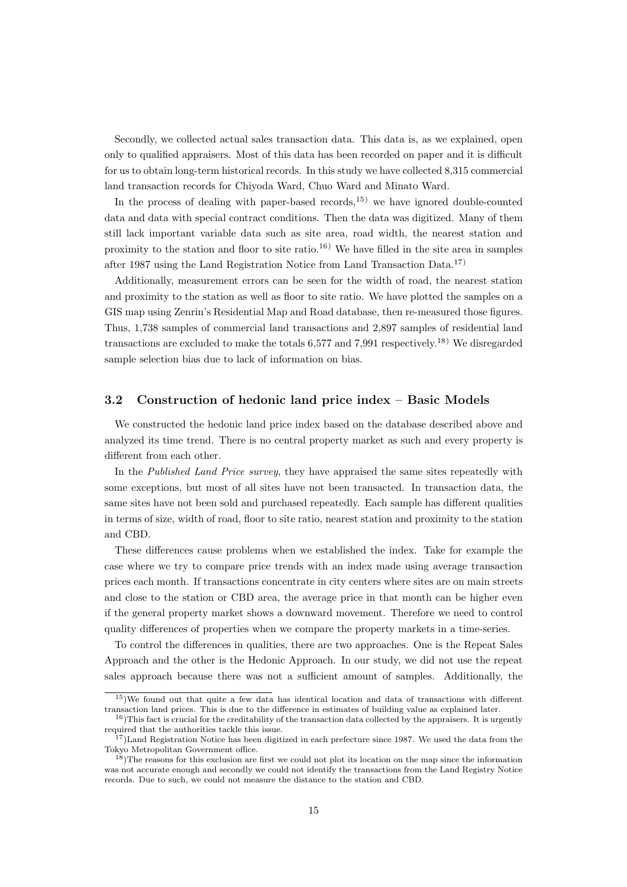Secondly, we collected actual sales transaction data. This data is, as we explained, open only to qualified appraisers. Most of this data has been recorded on paper and it is difficult for us to obtain long-term historical records. In this study we have collected 8,315 commercial land transaction records for Chiyoda Ward, Chuo Ward and Minato Ward.

In the process of dealing with paper-based records,[15] we have ignored double-counted data and data with special contract conditions. Then the data was digitized. Many of them still lack important variable data such as site area, road width, the nearest station and proximity to the station and floor to site ratio.[16] We have filled in the site area in samples after 1987 using the Land Registration Notice from Land Transaction Data.[17]

Additionally, measurement errors can be seen for the width of road, the nearest station and proximity to the station as well as floor to site ratio. We have plotted the samples on a GIS map using Zenrin's Residential Map and Road database, then re-measured those figures. Thus, 1,738 samples of commercial land transactions and 2,897 samples of residential land transactions are excluded to make the totals 6,577 and 7,991 respectively.[18] We disregarded sample selection bias due to lack of information on bias.

### 3.2 Construction of hedonic land price index – Basic Models

We constructed the hedonic land price index based on the database described above and analyzed its time trend. There is no central property market as such and every property is different from each other.

In the *Published Land Price survey*, they have appraised the same sites repeatedly with some exceptions, but most of all sites have not been transacted. In transaction data, the same sites have not been sold and purchased repeatedly. Each sample has different qualities in terms of size, width of road, floor to site ratio, nearest station and proximity to the station and CBD.

These differences cause problems when we established the index. Take for example the case where we try to compare price trends with an index made using average transaction prices each month. If transactions concentrate in city centers where sites are on main streets and close to the station or CBD area, the average price in that month can be higher even if the general property market shows a downward movement. Therefore we need to control quality differences of properties when we compare the property markets in a time-series.

To control the differences in qualities, there are two approaches. One is the Repeat Sales Approach and the other is the Hedonic Approach. In our study, we did not use the repeat sales approach because there was not a sufficient amount of samples. Additionally, the

---

[15] We found out that quite a few data has identical location and data of transactions with different transaction land prices. This is due to the difference in estimates of building value as explained later.

[16] This fact is crucial for the creditability of the transaction data collected by the appraisers. It is urgently required that the authorities tackle this issue.

[17] Land Registration Notice has been digitized in each prefecture since 1987. We used the data from the Tokyo Metropolitan Government office.

[18] The reasons for this exclusion are first we could not plot its location on the map since the information was not accurate enough and secondly we could not identify the transactions from the Land Registry Notice records. Due to such, we could not measure the distance to the station and CBD.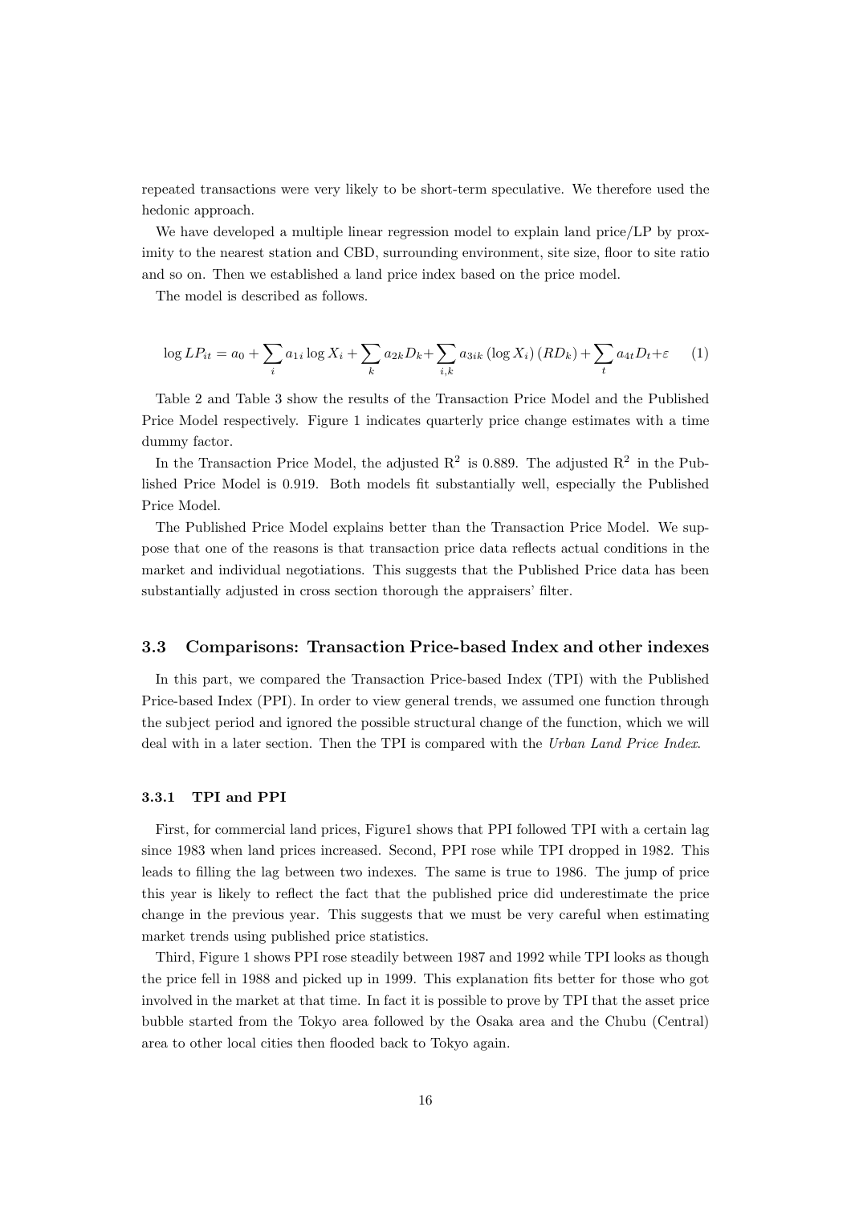repeated transactions were very likely to be short-term speculative. We therefore used the hedonic approach.

We have developed a multiple linear regression model to explain land price/LP by proximity to the nearest station and CBD, surrounding environment, site size, floor to site ratio and so on. Then we established a land price index based on the price model.

The model is described as follows.

$$\log LP_{it} = a_0 + \sum_i a_{1i} \log X_i + \sum_k a_{2k} D_k + \sum_{i,k} a_{3ik} \left(\log X_i\right)\left(RD_k\right) + \sum_t a_{4t} D_t + \varepsilon \qquad (1)$$

Table 2 and Table 3 show the results of the Transaction Price Model and the Published Price Model respectively. Figure 1 indicates quarterly price change estimates with a time dummy factor.

In the Transaction Price Model, the adjusted $\mathrm{R}^2$ is 0.889. The adjusted $\mathrm{R}^2$ in the Published Price Model is 0.919. Both models fit substantially well, especially the Published Price Model.

The Published Price Model explains better than the Transaction Price Model. We suppose that one of the reasons is that transaction price data reflects actual conditions in the market and individual negotiations. This suggests that the Published Price data has been substantially adjusted in cross section thorough the appraisers' filter.

### 3.3 Comparisons: Transaction Price-based Index and other indexes

In this part, we compared the Transaction Price-based Index (TPI) with the Published Price-based Index (PPI). In order to view general trends, we assumed one function through the subject period and ignored the possible structural change of the function, which we will deal with in a later section. Then the TPI is compared with the *Urban Land Price Index*.

#### 3.3.1 TPI and PPI

First, for commercial land prices, Figure1 shows that PPI followed TPI with a certain lag since 1983 when land prices increased. Second, PPI rose while TPI dropped in 1982. This leads to filling the lag between two indexes. The same is true to 1986. The jump of price this year is likely to reflect the fact that the published price did underestimate the price change in the previous year. This suggests that we must be very careful when estimating market trends using published price statistics.

Third, Figure 1 shows PPI rose steadily between 1987 and 1992 while TPI looks as though the price fell in 1988 and picked up in 1999. This explanation fits better for those who got involved in the market at that time. In fact it is possible to prove by TPI that the asset price bubble started from the Tokyo area followed by the Osaka area and the Chubu (Central) area to other local cities then flooded back to Tokyo again.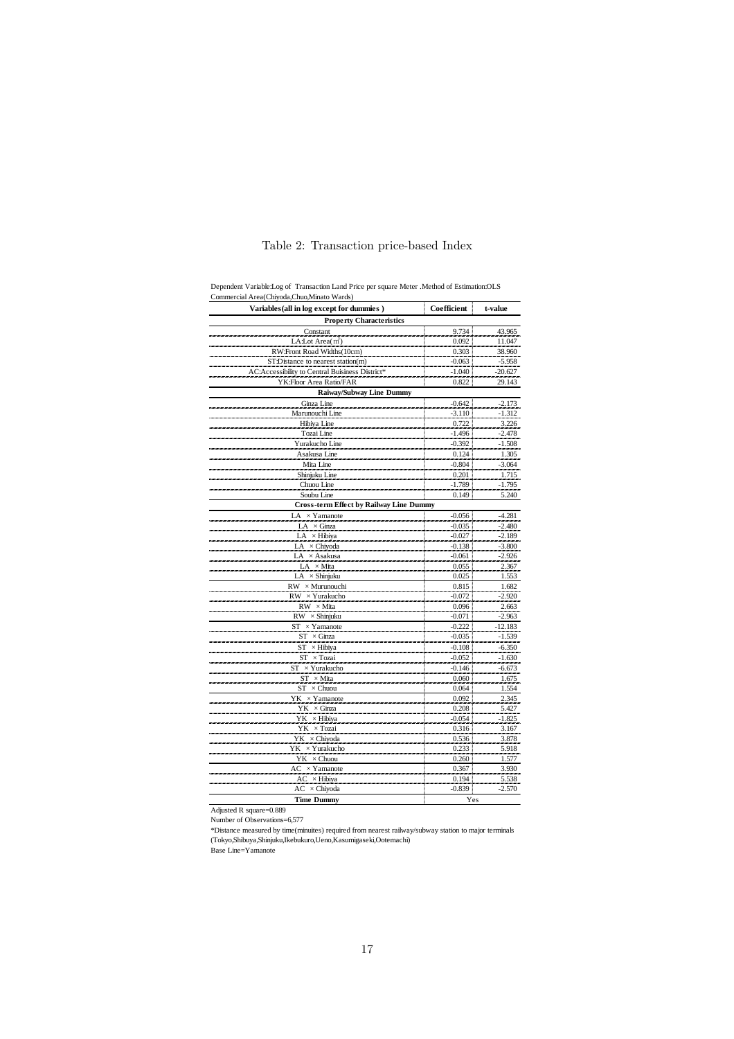Table 2: Transaction price-based Index

Dependent Variable:Log of Transaction Land Price per square Meter .Method of Estimation:OLS
Commercial Area(Chiyoda,Chuo,Minato Wards)

| Variables(all in log except for dummies ) | Coefficient | t-value |
|---|---|---|
| **Property Characteristics** | | |
| Constant | 9.734 | 43.965 |
| LA:Lot Area(㎡) | 0.092 | 11.047 |
| RW:Front Road Widths(10cm) | 0.303 | 38.960 |
| ST:Distance to nearest station(m) | -0.063 | -5.958 |
| AC:Accessibility to Central Buisiness District* | -1.040 | -20.627 |
| YK:Floor Area Ratio/FAR | 0.822 | 29.143 |
| **Raiway/Subway Line Dummy** | | |
| Ginza Line | -0.642 | -2.173 |
| Marunouchi Line | -3.110 | -1.312 |
| Hibiya Line | 0.722 | 3.226 |
| Tozai Line | -1.496 | -2.478 |
| Yurakucho Line | -0.392 | -1.508 |
| Asakusa Line | 0.124 | 1.305 |
| Mita Line | -0.804 | -3.064 |
| Shinjuku Line | 0.201 | 1.715 |
| Chuou Line | -1.789 | -1.795 |
| Soubu Line | 0.149 | 5.240 |
| **Cross-term Effect by Railway Line Dummy** | | |
| LA × Yamanote | -0.056 | -4.281 |
| LA × Ginza | -0.035 | -2.480 |
| LA × Hibiya | -0.027 | -2.189 |
| LA × Chiyoda | -0.138 | -3.800 |
| LA × Asakusa | -0.061 | -2.926 |
| LA × Mita | 0.055 | 2.367 |
| LA × Shinjuku | 0.025 | 1.553 |
| RW × Murunouchi | 0.815 | 1.682 |
| RW × Yurakucho | -0.072 | -2.920 |
| RW × Mita | 0.096 | 2.663 |
| RW × Shinjuku | -0.071 | -2.963 |
| ST × Yamanote | -0.222 | -12.183 |
| ST × Ginza | -0.035 | -1.539 |
| ST × Hibiya | -0.108 | -6.350 |
| ST × Tozai | -0.052 | -1.630 |
| ST × Yurakucho | -0.146 | -6.673 |
| ST × Mita | 0.060 | 1.675 |
| ST × Chuou | 0.064 | 1.554 |
| YK × Yamanote | 0.092 | 2.345 |
| YK × Ginza | 0.208 | 5.427 |
| YK × Hibiya | -0.054 | -1.825 |
| YK × Tozai | 0.316 | 3.167 |
| YK × Chiyoda | 0.536 | 3.878 |
| YK × Yurakucho | 0.233 | 5.918 |
| YK × Chuou | 0.260 | 1.577 |
| AC × Yamanote | 0.367 | 3.930 |
| AC × Hibiya | 0.194 | 5.538 |
| AC × Chiyoda | -0.839 | -2.570 |
| **Time Dummy** | Yes | |

Adjusted R square=0.889

Number of Observations=6,577

*Distance measured by time(minuites) required from nearest railway/subway station to major terminals (Tokyo,Shibuya,Shinjuku,Ikebukuro,Ueno,Kasumigaseki,Ootemachi)

Base Line=Yamanote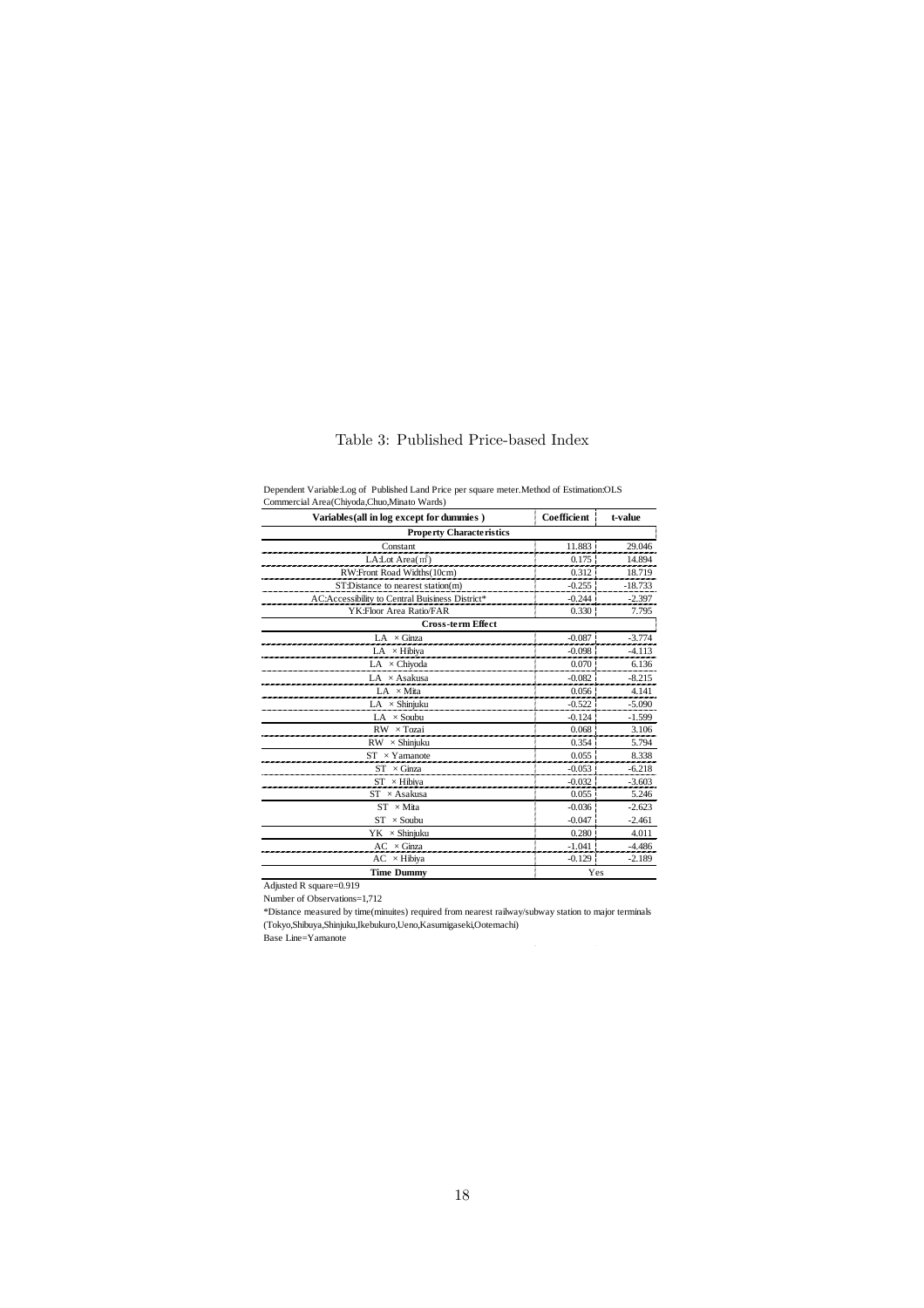Table 3: Published Price-based Index

Dependent Variable:Log of Published Land Price per square meter.Method of Estimation:OLS
Commercial Area(Chiyoda,Chuo,Minato Wards)

| Variables(all in log except for dummies ) | Coefficient | t-value |
|---|---|---|
| **Property Characteristics** | | |
| Constant | 11.883 | 29.046 |
| LA:Lot Area(㎡) | 0.175 | 14.894 |
| RW:Front Road Widths(10cm) | 0.312 | 18.719 |
| ST:Distance to nearest station(m) | -0.255 | -18.733 |
| AC:Accessibility to Central Buisiness District* | -0.244 | -2.397 |
| YK:Floor Area Ratio/FAR | 0.330 | 7.795 |
| **Cross-term Effect** | | |
| LA × Ginza | -0.087 | -3.774 |
| LA × Hibiya | -0.098 | -4.113 |
| LA × Chiyoda | 0.070 | 6.136 |
| LA × Asakusa | -0.082 | -8.215 |
| LA × Mita | 0.056 | 4.141 |
| LA × Shinjuku | -0.522 | -5.090 |
| LA × Soubu | -0.124 | -1.599 |
| RW × Tozai | 0.068 | 3.106 |
| RW × Shinjuku | 0.354 | 5.794 |
| ST × Yamanote | 0.055 | 8.338 |
| ST × Ginza | -0.053 | -6.218 |
| ST × Hibiya | -0.032 | -3.603 |
| ST × Asakusa | 0.055 | 5.246 |
| ST × Mita | -0.036 | -2.623 |
| ST × Soubu | -0.047 | -2.461 |
| YK × Shinjuku | 0.280 | 4.011 |
| AC × Ginza | -1.041 | -4.486 |
| AC × Hibiya | -0.129 | -2.189 |
| **Time Dummy** | Yes | |

Adjusted R square=0.919

Number of Observations=1,712

*Distance measured by time(minuites) required from nearest railway/subway station to major terminals (Tokyo,Shibuya,Shinjuku,Ikebukuro,Ueno,Kasumigaseki,Ootemachi)

Base Line=Yamanote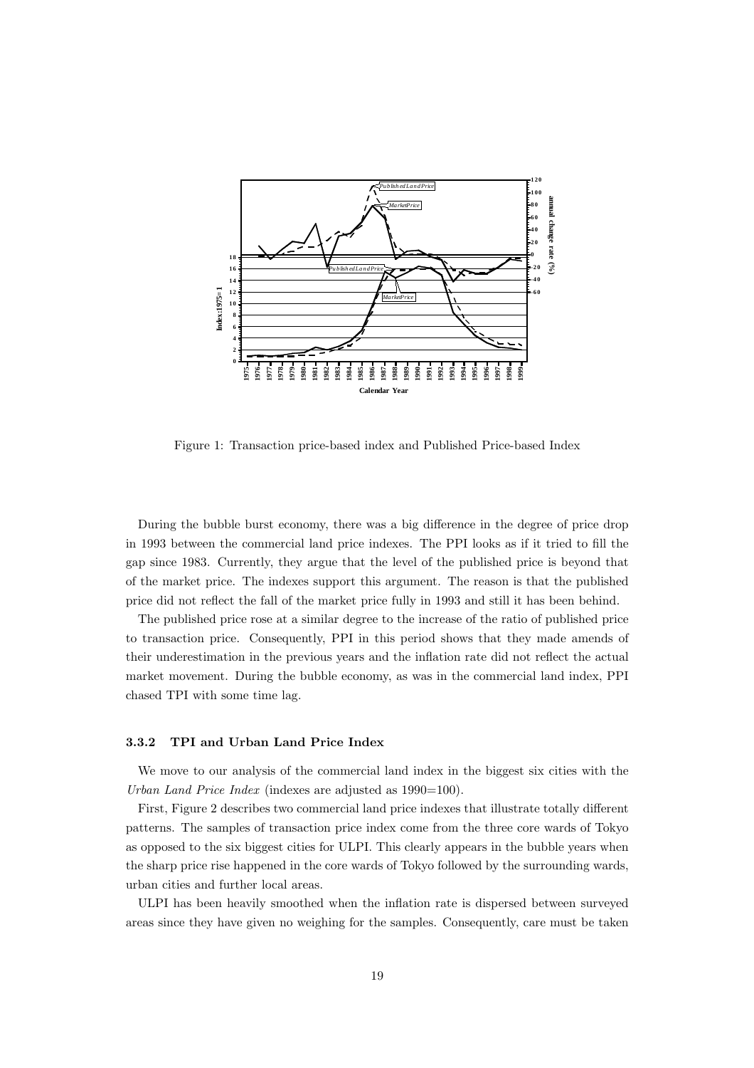Figure 1: Transaction price-based index and Published Price-based Index

During the bubble burst economy, there was a big difference in the degree of price drop in 1993 between the commercial land price indexes. The PPI looks as if it tried to fill the gap since 1983. Currently, they argue that the level of the published price is beyond that of the market price. The indexes support this argument. The reason is that the published price did not reflect the fall of the market price fully in 1993 and still it has been behind.

The published price rose at a similar degree to the increase of the ratio of published price to transaction price. Consequently, PPI in this period shows that they made amends of their underestimation in the previous years and the inflation rate did not reflect the actual market movement. During the bubble economy, as was in the commercial land index, PPI chased TPI with some time lag.

### 3.3.2 TPI and Urban Land Price Index

We move to our analysis of the commercial land index in the biggest six cities with the *Urban Land Price Index* (indexes are adjusted as 1990=100).

First, Figure 2 describes two commercial land price indexes that illustrate totally different patterns. The samples of transaction price index come from the three core wards of Tokyo as opposed to the six biggest cities for ULPI. This clearly appears in the bubble years when the sharp price rise happened in the core wards of Tokyo followed by the surrounding wards, urban cities and further local areas.

ULPI has been heavily smoothed when the inflation rate is dispersed between surveyed areas since they have given no weighing for the samples. Consequently, care must be taken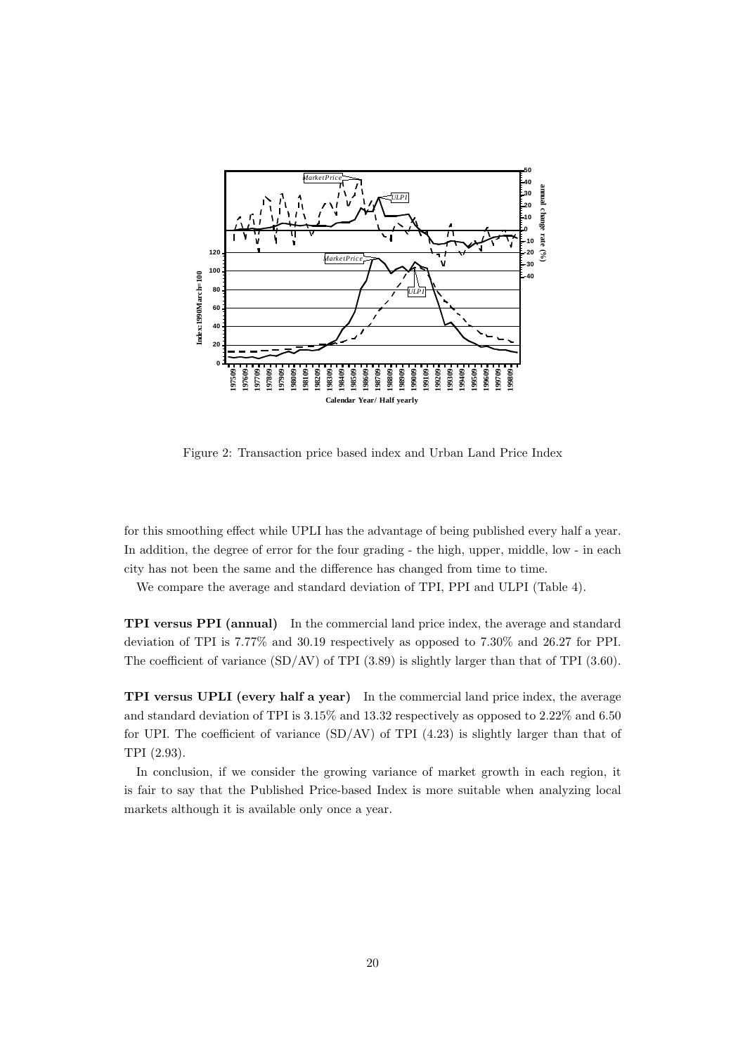Figure 2: Transaction price based index and Urban Land Price Index

for this smoothing effect while UPLI has the advantage of being published every half a year. In addition, the degree of error for the four grading - the high, upper, middle, low - in each city has not been the same and the difference has changed from time to time.

We compare the average and standard deviation of TPI, PPI and ULPI (Table 4).

**TPI versus PPI (annual)** In the commercial land price index, the average and standard deviation of TPI is 7.77% and 30.19 respectively as opposed to 7.30% and 26.27 for PPI. The coefficient of variance (SD/AV) of TPI (3.89) is slightly larger than that of TPI (3.60).

**TPI versus UPLI (every half a year)** In the commercial land price index, the average and standard deviation of TPI is 3.15% and 13.32 respectively as opposed to 2.22% and 6.50 for UPI. The coefficient of variance (SD/AV) of TPI (4.23) is slightly larger than that of TPI (2.93).

In conclusion, if we consider the growing variance of market growth in each region, it is fair to say that the Published Price-based Index is more suitable when analyzing local markets although it is available only once a year.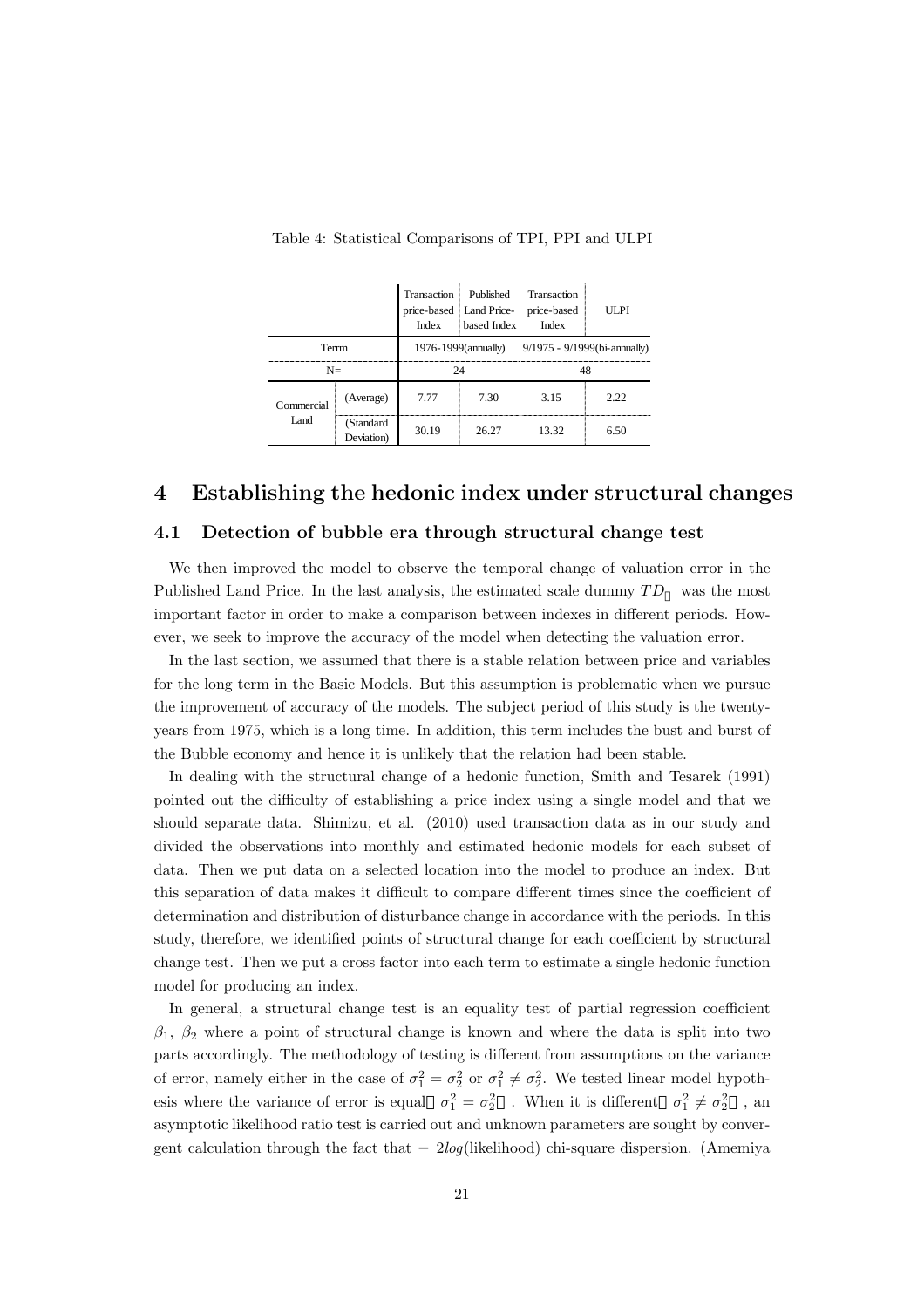Table 4: Statistical Comparisons of TPI, PPI and ULPI

| | | Transaction price-based Index | Published Land Price-based Index | Transaction price-based Index | ULPI |
|---|---|---|---|---|---|
| Term | | 1976-1999(annually) | | 9/1975 - 9/1999(bi-annually) | |
| N= | | 24 | | 48 | |
| Commercial Land | (Average) | 7.77 | 7.30 | 3.15 | 2.22 |
| | (Standard Deviation) | 30.19 | 26.27 | 13.32 | 6.50 |

# 4 Establishing the hedonic index under structural changes

## 4.1 Detection of bubble era through structural change test

We then improved the model to observe the temporal change of valuation error in the Published Land Price. In the last analysis, the estimated scale dummy $TD$ was the most important factor in order to make a comparison between indexes in different periods. However, we seek to improve the accuracy of the model when detecting the valuation error.

In the last section, we assumed that there is a stable relation between price and variables for the long term in the Basic Models. But this assumption is problematic when we pursue the improvement of accuracy of the models. The subject period of this study is the twenty-years from 1975, which is a long time. In addition, this term includes the bust and burst of the Bubble economy and hence it is unlikely that the relation had been stable.

In dealing with the structural change of a hedonic function, Smith and Tesarek (1991) pointed out the difficulty of establishing a price index using a single model and that we should separate data. Shimizu, et al. (2010) used transaction data as in our study and divided the observations into monthly and estimated hedonic models for each subset of data. Then we put data on a selected location into the model to produce an index. But this separation of data makes it difficult to compare different times since the coefficient of determination and distribution of disturbance change in accordance with the periods. In this study, therefore, we identified points of structural change for each coefficient by structural change test. Then we put a cross factor into each term to estimate a single hedonic function model for producing an index.

In general, a structural change test is an equality test of partial regression coefficient $\beta_1$, $\beta_2$ where a point of structural change is known and where the data is split into two parts accordingly. The methodology of testing is different from assumptions on the variance of error, namely either in the case of $\sigma_1^2 = \sigma_2^2$ or $\sigma_1^2 \neq \sigma_2^2$. We tested linear model hypothesis where the variance of error is equal ( $\sigma_1^2 = \sigma_2^2$ ) . When it is different ( $\sigma_1^2 \neq \sigma_2^2$ ) , an asymptotic likelihood ratio test is carried out and unknown parameters are sought by convergent calculation through the fact that $-\ 2log$(likelihood) chi-square dispersion. (Amemiya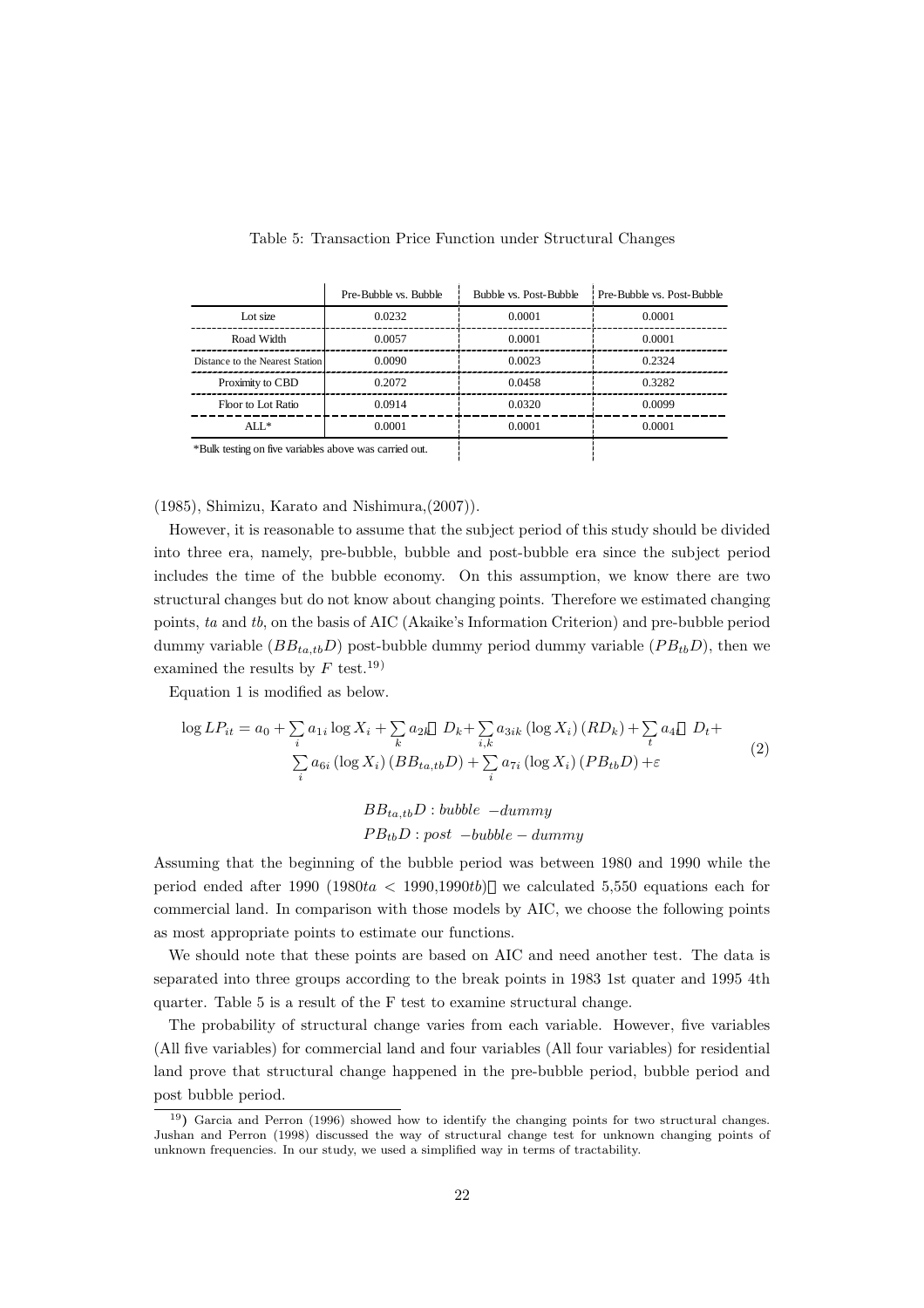Table 5: Transaction Price Function under Structural Changes

| | Pre-Bubble vs. Bubble | Bubble vs. Post-Bubble | Pre-Bubble vs. Post-Bubble |
|---|---|---|---|
| Lot size | 0.0232 | 0.0001 | 0.0001 |
| Road Width | 0.0057 | 0.0001 | 0.0001 |
| Distance to the Nearest Station | 0.0090 | 0.0023 | 0.2324 |
| Proximity to CBD | 0.2072 | 0.0458 | 0.3282 |
| Floor to Lot Ratio | 0.0914 | 0.0320 | 0.0099 |
| ALL* | 0.0001 | 0.0001 | 0.0001 |

*Bulk testing on five variables above was carried out.

(1985), Shimizu, Karato and Nishimura,(2007)).

However, it is reasonable to assume that the subject period of this study should be divided into three era, namely, pre-bubble, bubble and post-bubble era since the subject period includes the time of the bubble economy. On this assumption, we know there are two structural changes but do not know about changing points. Therefore we estimated changing points, $ta$ and $tb$, on the basis of AIC (Akaike's Information Criterion) and pre-bubble period dummy variable ($BB_{ta,tb}D$) post-bubble dummy period dummy variable ($PB_{tb}D$), then we examined the results by $F$ test.[19]

Equation 1 is modified as below.

$$\log LP_{it} = a_0 + \sum_i a_{1i} \log X_i + \sum_k a_{2k} D_k + \sum_{i,k} a_{3ik} (\log X_i)(RD_k) + \sum_t a_{4t} D_t + \sum_i a_{6i} (\log X_i)(BB_{ta,tb}D) + \sum_i a_{7i} (\log X_i)(PB_{tb}D) + \varepsilon \tag{2}$$

$$BB_{ta,tb}D : bubble\ -dummy$$
$$PB_{tb}D : post\ -bubble - dummy$$

Assuming that the beginning of the bubble period was between 1980 and 1990 while the period ended after 1990 ($1980ta < 1990, 1990tb$) we calculated 5,550 equations each for commercial land. In comparison with those models by AIC, we choose the following points as most appropriate points to estimate our functions.

We should note that these points are based on AIC and need another test. The data is separated into three groups according to the break points in 1983 1st quater and 1995 4th quarter. Table 5 is a result of the F test to examine structural change.

The probability of structural change varies from each variable. However, five variables (All five variables) for commercial land and four variables (All four variables) for residential land prove that structural change happened in the pre-bubble period, bubble period and post bubble period.

[19]) Garcia and Perron (1996) showed how to identify the changing points for two structural changes. Jushan and Perron (1998) discussed the way of structural change test for unknown changing points of unknown frequencies. In our study, we used a simplified way in terms of tractability.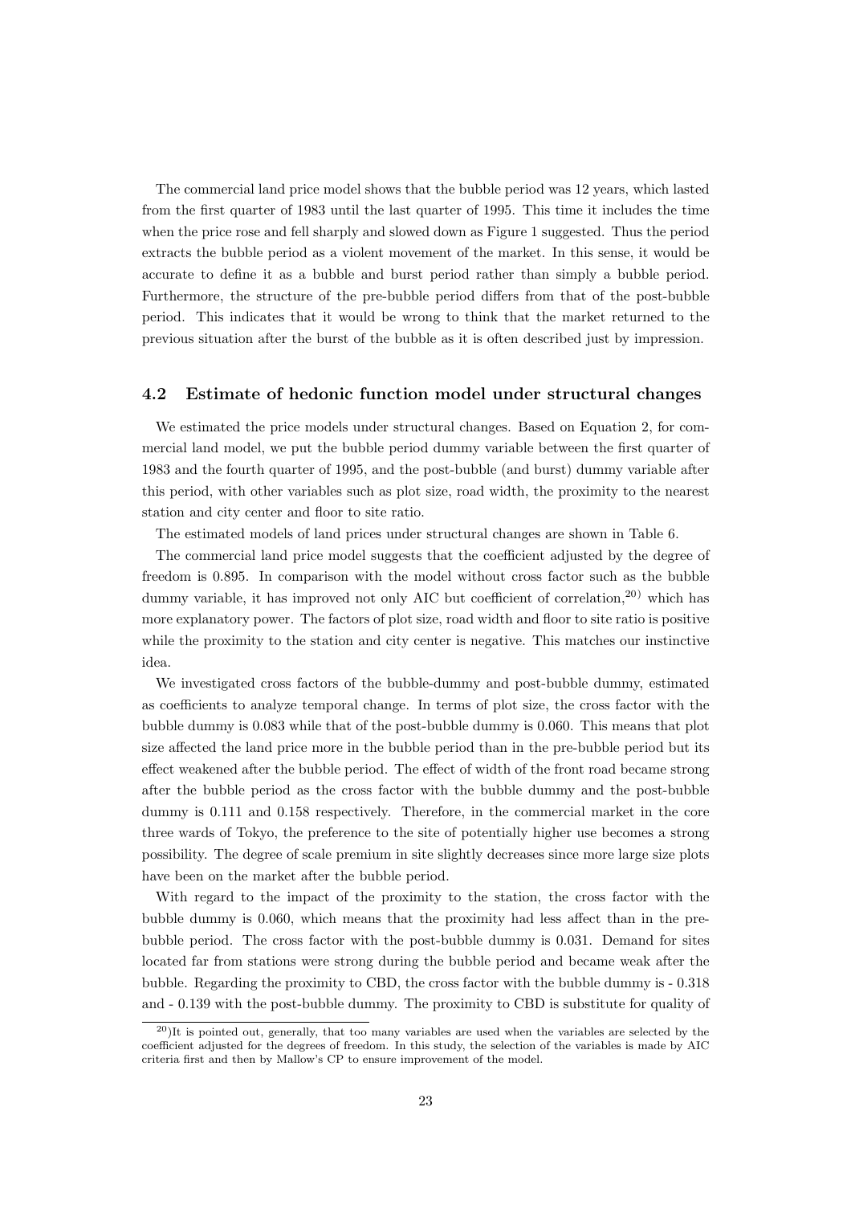The commercial land price model shows that the bubble period was 12 years, which lasted from the first quarter of 1983 until the last quarter of 1995. This time it includes the time when the price rose and fell sharply and slowed down as Figure 1 suggested. Thus the period extracts the bubble period as a violent movement of the market. In this sense, it would be accurate to define it as a bubble and burst period rather than simply a bubble period. Furthermore, the structure of the pre-bubble period differs from that of the post-bubble period. This indicates that it would be wrong to think that the market returned to the previous situation after the burst of the bubble as it is often described just by impression.

### 4.2 Estimate of hedonic function model under structural changes

We estimated the price models under structural changes. Based on Equation 2, for commercial land model, we put the bubble period dummy variable between the first quarter of 1983 and the fourth quarter of 1995, and the post-bubble (and burst) dummy variable after this period, with other variables such as plot size, road width, the proximity to the nearest station and city center and floor to site ratio.

The estimated models of land prices under structural changes are shown in Table 6.

The commercial land price model suggests that the coefficient adjusted by the degree of freedom is 0.895. In comparison with the model without cross factor such as the bubble dummy variable, it has improved not only AIC but coefficient of correlation,[20] which has more explanatory power. The factors of plot size, road width and floor to site ratio is positive while the proximity to the station and city center is negative. This matches our instinctive idea.

We investigated cross factors of the bubble-dummy and post-bubble dummy, estimated as coefficients to analyze temporal change. In terms of plot size, the cross factor with the bubble dummy is 0.083 while that of the post-bubble dummy is 0.060. This means that plot size affected the land price more in the bubble period than in the pre-bubble period but its effect weakened after the bubble period. The effect of width of the front road became strong after the bubble period as the cross factor with the bubble dummy and the post-bubble dummy is 0.111 and 0.158 respectively. Therefore, in the commercial market in the core three wards of Tokyo, the preference to the site of potentially higher use becomes a strong possibility. The degree of scale premium in site slightly decreases since more large size plots have been on the market after the bubble period.

With regard to the impact of the proximity to the station, the cross factor with the bubble dummy is 0.060, which means that the proximity had less affect than in the pre-bubble period. The cross factor with the post-bubble dummy is 0.031. Demand for sites located far from stations were strong during the bubble period and became weak after the bubble. Regarding the proximity to CBD, the cross factor with the bubble dummy is - 0.318 and - 0.139 with the post-bubble dummy. The proximity to CBD is substitute for quality of

[20]It is pointed out, generally, that too many variables are used when the variables are selected by the coefficient adjusted for the degrees of freedom. In this study, the selection of the variables is made by AIC criteria first and then by Mallow's CP to ensure improvement of the model.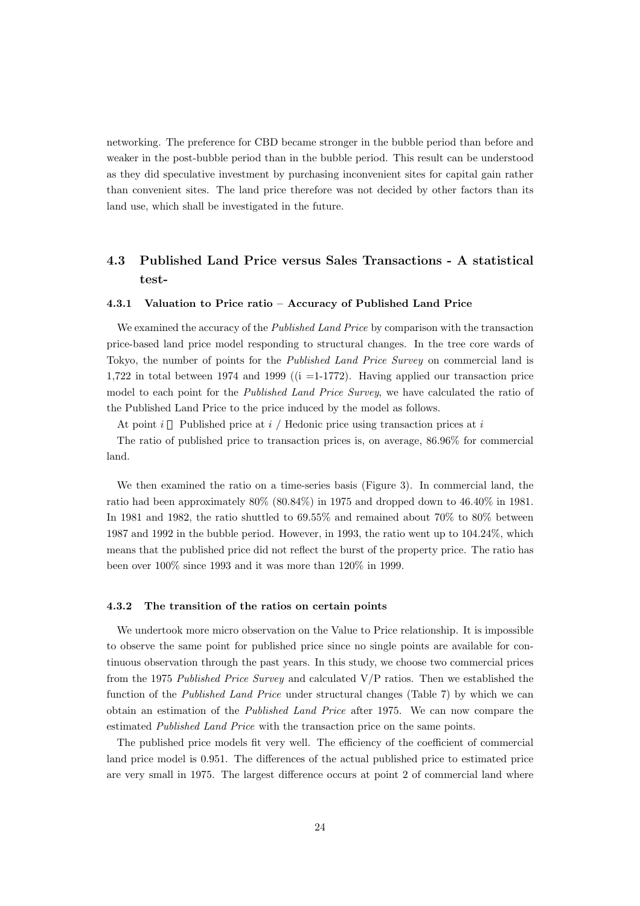networking. The preference for CBD became stronger in the bubble period than before and weaker in the post-bubble period than in the bubble period. This result can be understood as they did speculative investment by purchasing inconvenient sites for capital gain rather than convenient sites. The land price therefore was not decided by other factors than its land use, which shall be investigated in the future.

## 4.3 Published Land Price versus Sales Transactions - A statistical test-

### 4.3.1 Valuation to Price ratio – Accuracy of Published Land Price

We examined the accuracy of the *Published Land Price* by comparison with the transaction price-based land price model responding to structural changes. In the tree core wards of Tokyo, the number of points for the *Published Land Price Survey* on commercial land is 1,722 in total between 1974 and 1999 ((i =1-1772). Having applied our transaction price model to each point for the *Published Land Price Survey*, we have calculated the ratio of the Published Land Price to the price induced by the model as follows.

At point $i$ Published price at $i$ / Hedonic price using transaction prices at $i$

The ratio of published price to transaction prices is, on average, 86.96% for commercial land.

We then examined the ratio on a time-series basis (Figure 3). In commercial land, the ratio had been approximately 80% (80.84%) in 1975 and dropped down to 46.40% in 1981. In 1981 and 1982, the ratio shuttled to 69.55% and remained about 70% to 80% between 1987 and 1992 in the bubble period. However, in 1993, the ratio went up to 104.24%, which means that the published price did not reflect the burst of the property price. The ratio has been over 100% since 1993 and it was more than 120% in 1999.

### 4.3.2 The transition of the ratios on certain points

We undertook more micro observation on the Value to Price relationship. It is impossible to observe the same point for published price since no single points are available for continuous observation through the past years. In this study, we choose two commercial prices from the 1975 *Published Price Survey* and calculated V/P ratios. Then we established the function of the *Published Land Price* under structural changes (Table 7) by which we can obtain an estimation of the *Published Land Price* after 1975. We can now compare the estimated *Published Land Price* with the transaction price on the same points.

The published price models fit very well. The efficiency of the coefficient of commercial land price model is 0.951. The differences of the actual published price to estimated price are very small in 1975. The largest difference occurs at point 2 of commercial land where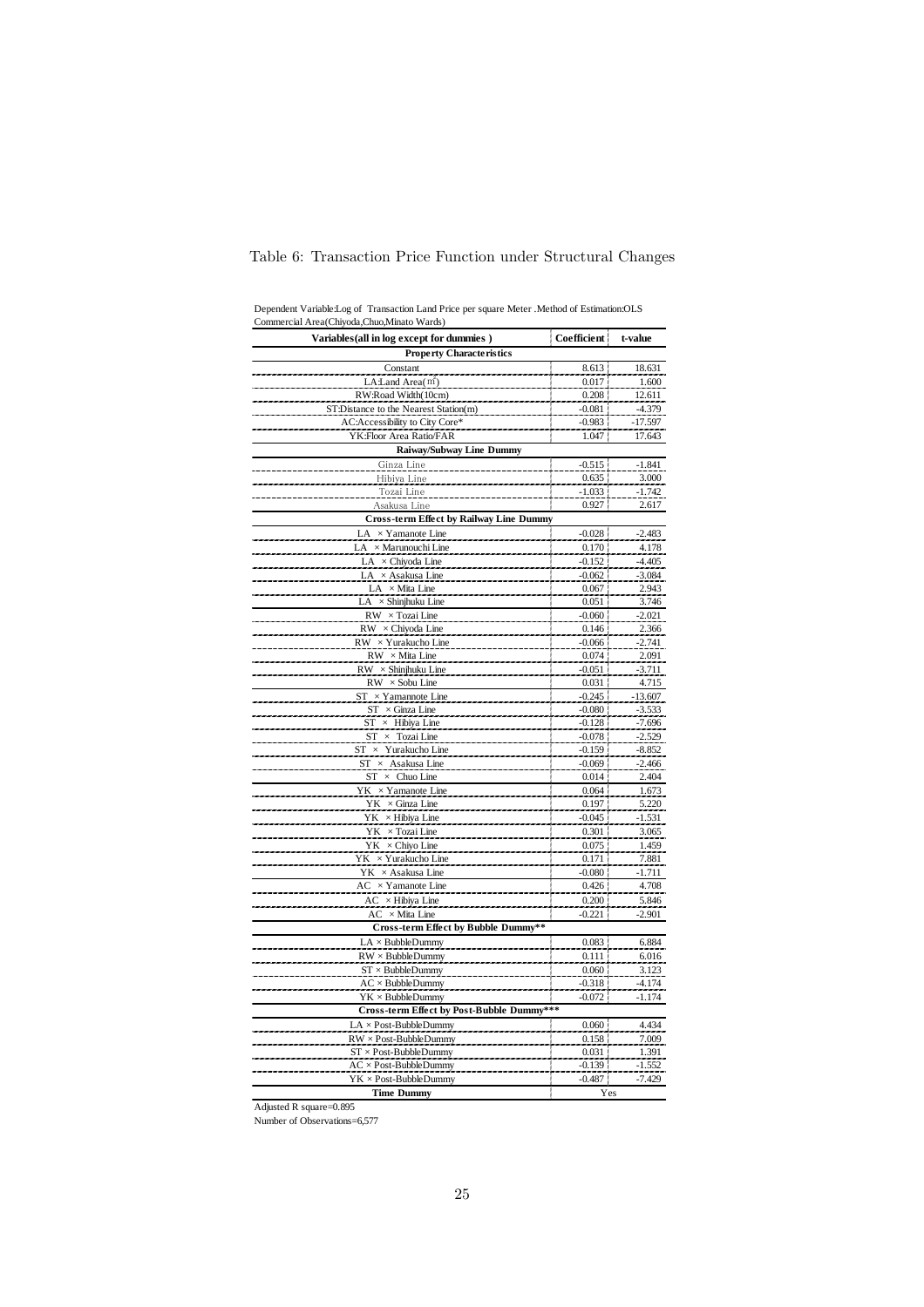Table 6: Transaction Price Function under Structural Changes

Dependent Variable:Log of Transaction Land Price per square Meter .Method of Estimation:OLS
Commercial Area(Chiyoda,Chuo,Minato Wards)

| Variables(all in log except for dummies ) | Coefficient | t-value |
|---|---|---|
| **Property Characteristics** | | |
| Constant | 8.613 | 18.631 |
| LA:Land Area(㎡) | 0.017 | 1.600 |
| RW:Road Width(10cm) | 0.208 | 12.611 |
| ST:Distance to the Nearest Station(m) | -0.081 | -4.379 |
| AC:Accessibility to City Core* | -0.983 | -17.597 |
| YK:Floor Area Ratio/FAR | 1.047 | 17.643 |
| **Raiway/Subway Line Dummy** | | |
| Ginza Line | -0.515 | -1.841 |
| Hibiya Line | 0.635 | 3.000 |
| Tozai Line | -1.033 | -1.742 |
| Asakusa Line | 0.927 | 2.617 |
| **Cross-term Effect by Railway Line Dummy** | | |
| LA × Yamanote Line | -0.028 | -2.483 |
| LA × Marunouchi Line | 0.170 | 4.178 |
| LA × Chiyoda Line | -0.152 | -4.405 |
| LA × Asakusa Line | -0.062 | -3.084 |
| LA × Mita Line | 0.067 | 2.943 |
| LA × Shinjhuku Line | 0.051 | 3.746 |
| RW × Tozai Line | -0.060 | -2.021 |
| RW × Chiyoda Line | 0.146 | 2.366 |
| RW × Yurakucho Line | -0.066 | -2.741 |
| RW × Mita Line | 0.074 | 2.091 |
| RW × Shinjhuku Line | -0.051 | -3.711 |
| RW × Sobu Line | 0.031 | 4.715 |
| ST × Yamannote Line | -0.245 | -13.607 |
| ST × Ginza Line | -0.080 | -3.533 |
| ST × Hibiya Line | -0.128 | -7.696 |
| ST × Tozai Line | -0.078 | -2.529 |
| ST × Yurakucho Line | -0.159 | -8.852 |
| ST × Asakusa Line | -0.069 | -2.466 |
| ST × Chuo Line | 0.014 | 2.404 |
| YK × Yamanote Line | 0.064 | 1.673 |
| YK × Ginza Line | 0.197 | 5.220 |
| YK × Hibiya Line | -0.045 | -1.531 |
| YK × Tozai Line | 0.301 | 3.065 |
| YK × Chiyo Line | 0.075 | 1.459 |
| YK × Yurakucho Line | 0.171 | 7.881 |
| YK × Asakusa Line | -0.080 | -1.711 |
| AC × Yamanote Line | 0.426 | 4.708 |
| AC × Hibiya Line | 0.200 | 5.846 |
| AC × Mita Line | -0.221 | -2.901 |
| **Cross-term Effect by Bubble Dummy\*\*** | | |
| LA × BubbleDummy | 0.083 | 6.884 |
| RW × BubbleDummy | 0.111 | 6.016 |
| ST × BubbleDummy | 0.060 | 3.123 |
| AC × BubbleDummy | -0.318 | -4.174 |
| YK × BubbleDummy | -0.072 | -1.174 |
| **Cross-term Effect by Post-Bubble Dummy\*\*\*** | | |
| LA × Post-BubbleDummy | 0.060 | 4.434 |
| RW × Post-BubbleDummy | 0.158 | 7.009 |
| ST × Post-BubbleDummy | 0.031 | 1.391 |
| AC × Post-BubbleDummy | -0.139 | -1.552 |
| YK × Post-BubbleDummy | -0.487 | -7.429 |
| **Time Dummy** | Yes | |

Adjusted R square=0.895

Number of Observations=6,577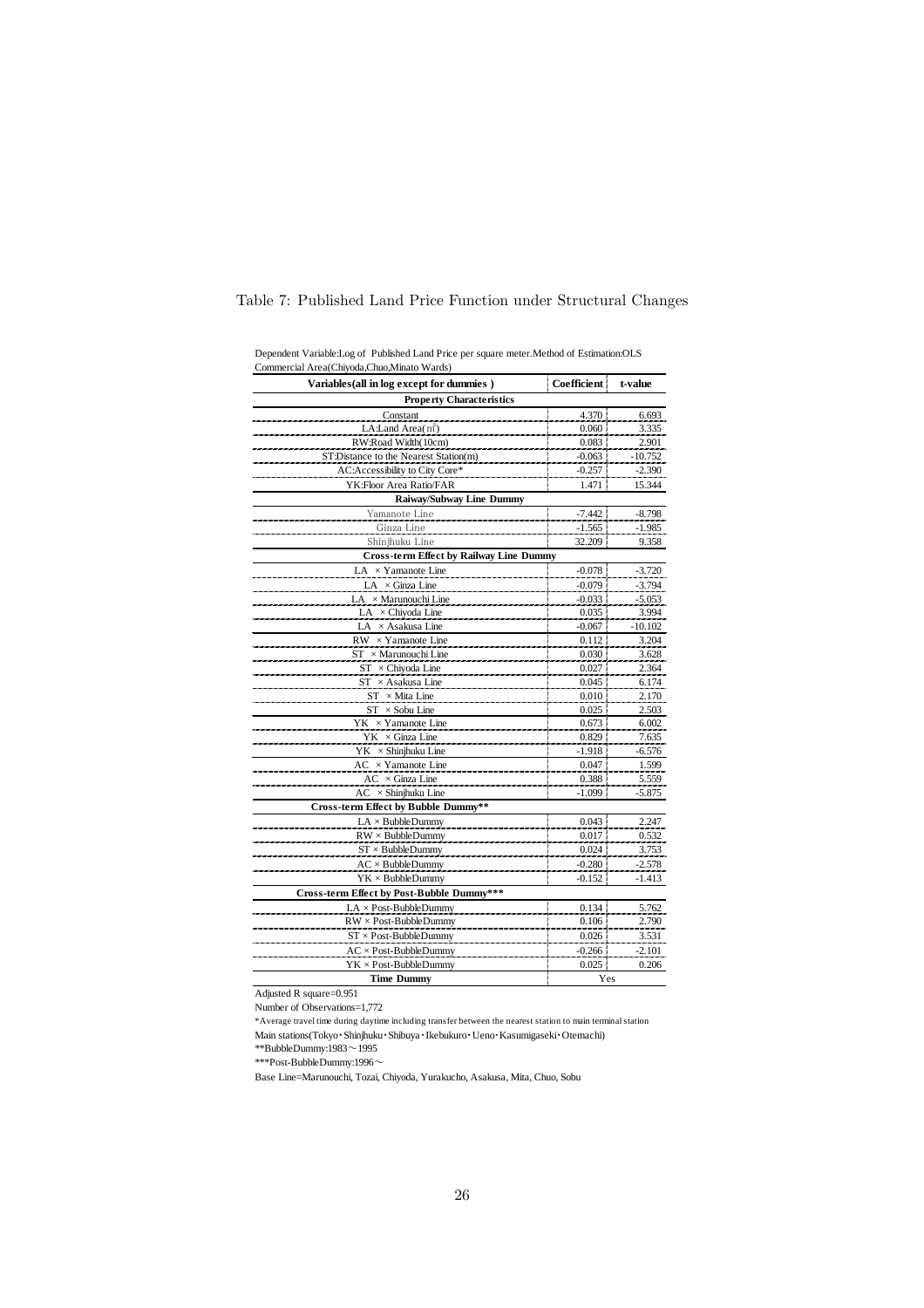Table 7: Published Land Price Function under Structural Changes

Dependent Variable:Log of Published Land Price per square meter.Method of Estimation:OLS
Commercial Area(Chiyoda,Chuo,Minato Wards)

| Variables(all in log except for dummies ) | Coefficient | t-value |
|---|---|---|
| **Property Characteristics** | | |
| Constant | 4.370 | 6.693 |
| LA:Land Area(㎡) | 0.060 | 3.335 |
| RW:Road Width(10cm) | 0.083 | 2.901 |
| ST:Distance to the Nearest Station(m) | -0.063 | -10.752 |
| AC:Accessibility to City Core* | -0.257 | -2.390 |
| YK:Floor Area Ratio/FAR | 1.471 | 15.344 |
| **Raiway/Subway Line Dummy** | | |
| Yamanote Line | -7.442 | -8.798 |
| Ginza Line | -1.565 | -1.985 |
| Shinjhuku Line | 32.209 | 9.358 |
| **Cross-term Effect by Railway Line Dummy** | | |
| LA × Yamanote Line | -0.078 | -3.720 |
| LA × Ginza Line | -0.079 | -3.794 |
| LA × Marunouchi Line | -0.033 | -5.053 |
| LA × Chiyoda Line | 0.035 | 3.994 |
| LA × Asakusa Line | -0.067 | -10.102 |
| RW × Yamanote Line | 0.112 | 3.204 |
| ST × Marunouchi Line | 0.030 | 3.628 |
| ST × Chiyoda Line | 0.027 | 2.364 |
| ST × Asakusa Line | 0.045 | 6.174 |
| ST × Mita Line | 0.010 | 2.170 |
| ST × Sobu Line | 0.025 | 2.503 |
| YK × Yamanote Line | 0.673 | 6.002 |
| YK × Ginza Line | 0.829 | 7.635 |
| YK × Shinjhuku Line | -1.918 | -6.576 |
| AC × Yamanote Line | 0.047 | 1.599 |
| AC × Ginza Line | 0.388 | 5.559 |
| AC × Shinjhuku Line | -1.099 | -5.875 |
| **Cross-term Effect by Bubble Dummy\*\*** | | |
| LA × BubbleDummy | 0.043 | 2.247 |
| RW × BubbleDummy | 0.017 | 0.532 |
| ST × BubbleDummy | 0.024 | 3.753 |
| AC × BubbleDummy | -0.280 | -2.578 |
| YK × BubbleDummy | -0.152 | -1.413 |
| **Cross-term Effect by Post-Bubble Dummy\*\*\*** | | |
| LA × Post-BubbleDummy | 0.134 | 5.762 |
| RW × Post-BubbleDummy | 0.106 | 2.790 |
| ST × Post-BubbleDummy | 0.026 | 3.531 |
| AC × Post-BubbleDummy | -0.266 | -2.101 |
| YK × Post-BubbleDummy | 0.025 | 0.206 |
| **Time Dummy** | Yes | |

Adjusted R square=0.951

Number of Observations=1,772

*Average travel time during daytime including transfer between the nearest station to main terminal station

Main stations(Tokyo・Shinjhuku・Shibuya・Ikebukuro・Ueno・Kasumigaseki・Otemachi)

**BubbleDummy:1983～1995

***Post-BubbleDummy:1996～

Base Line=Marunouchi, Tozai, Chiyoda, Yurakucho, Asakusa, Mita, Chuo, Sobu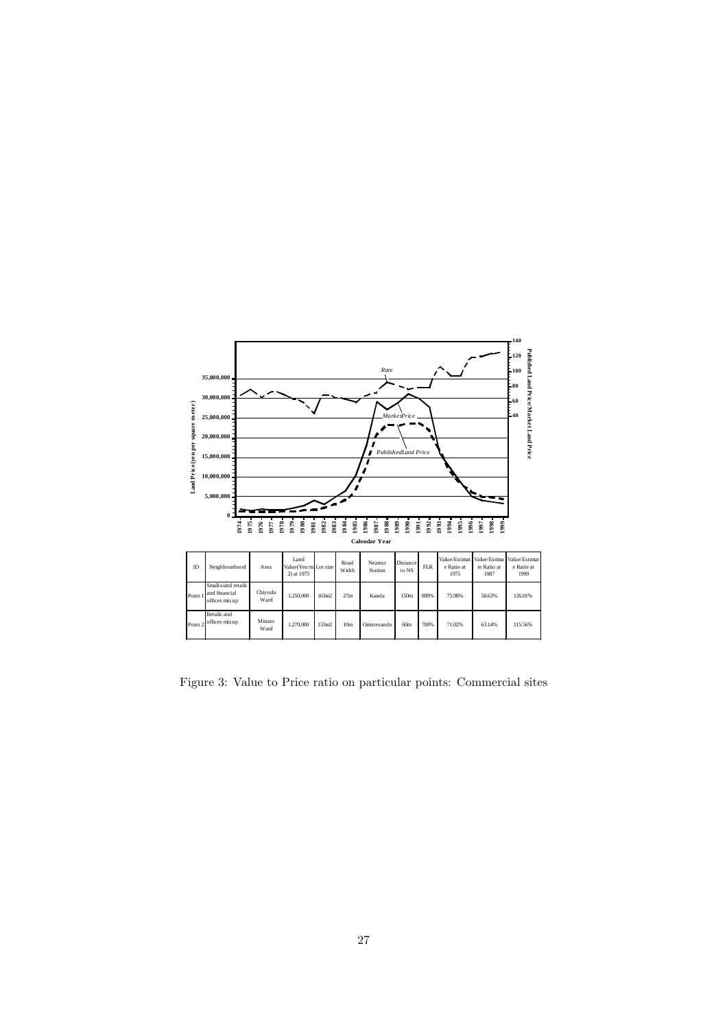| ID | Neighbourhood | Area | Land Value(Yen/m2) at 1975 | Lot size | Road Width | Nearest Station | Distance to NS | FLR | Value/Estimate Ratio at 1975 | Value/Estimate Ratio at 1987 | Value/Estimate Ratio at 1999 |
|---|---|---|---|---|---|---|---|---|---|---|---|
| Point 1 | Small-sized retails and financial offices mixup | Chiyoda Ward | 1,250,000 | 163m2 | 27m | Kanda | 150m | 800% | 75.98% | 58.63% | 126.01% |
| Point 2 | Retails and offices mixup | Minato Ward | 1,270,000 | 133m2 | 10m | Omotesando | 60m | 700% | 71.02% | 63.14% | 115.56% |

Figure 3: Value to Price ratio on particular points: Commercial sites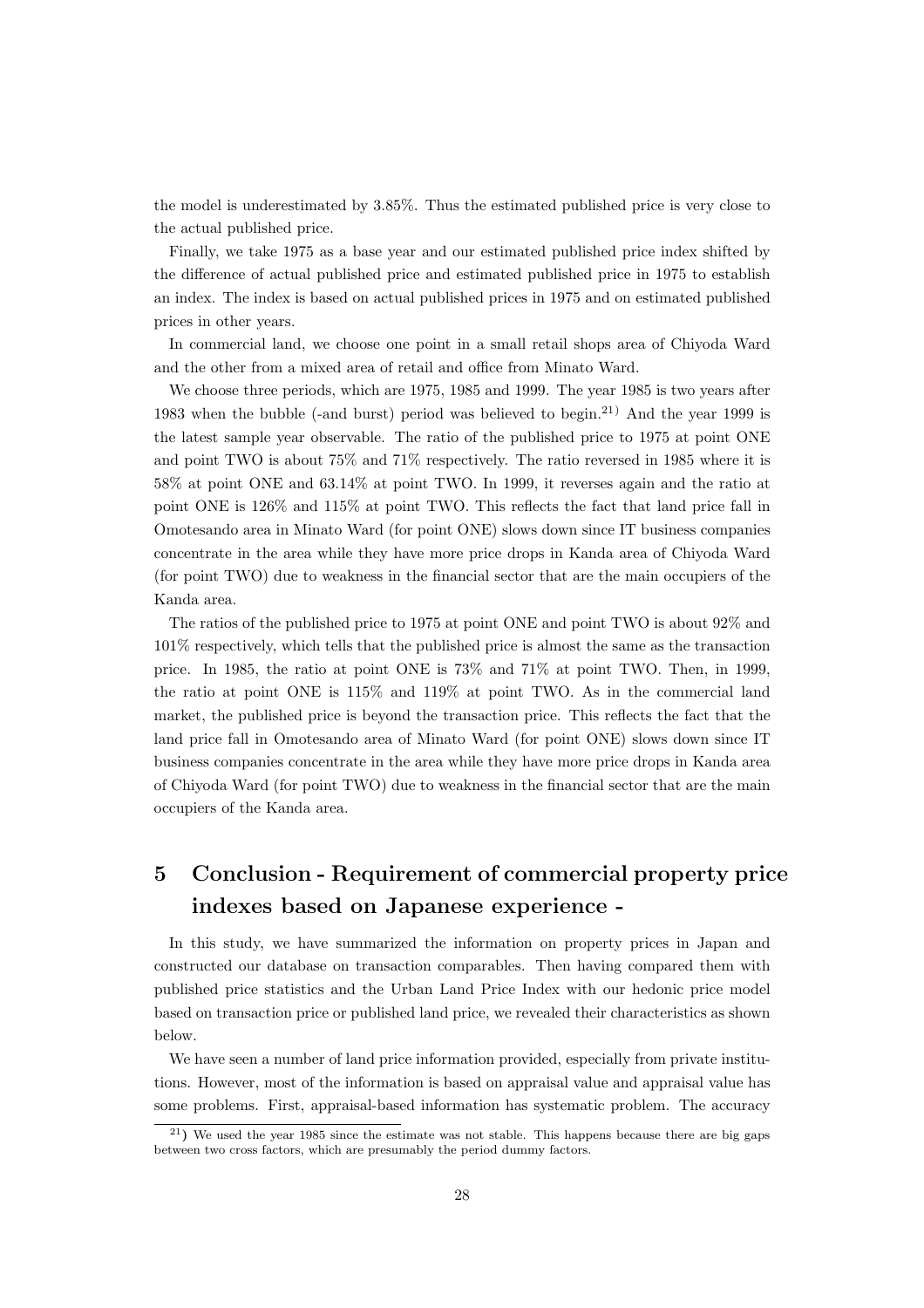the model is underestimated by 3.85%. Thus the estimated published price is very close to the actual published price.

Finally, we take 1975 as a base year and our estimated published price index shifted by the difference of actual published price and estimated published price in 1975 to establish an index. The index is based on actual published prices in 1975 and on estimated published prices in other years.

In commercial land, we choose one point in a small retail shops area of Chiyoda Ward and the other from a mixed area of retail and office from Minato Ward.

We choose three periods, which are 1975, 1985 and 1999. The year 1985 is two years after 1983 when the bubble (-and burst) period was believed to begin.[21] And the year 1999 is the latest sample year observable. The ratio of the published price to 1975 at point ONE and point TWO is about 75% and 71% respectively. The ratio reversed in 1985 where it is 58% at point ONE and 63.14% at point TWO. In 1999, it reverses again and the ratio at point ONE is 126% and 115% at point TWO. This reflects the fact that land price fall in Omotesando area in Minato Ward (for point ONE) slows down since IT business companies concentrate in the area while they have more price drops in Kanda area of Chiyoda Ward (for point TWO) due to weakness in the financial sector that are the main occupiers of the Kanda area.

The ratios of the published price to 1975 at point ONE and point TWO is about 92% and 101% respectively, which tells that the published price is almost the same as the transaction price. In 1985, the ratio at point ONE is 73% and 71% at point TWO. Then, in 1999, the ratio at point ONE is 115% and 119% at point TWO. As in the commercial land market, the published price is beyond the transaction price. This reflects the fact that the land price fall in Omotesando area of Minato Ward (for point ONE) slows down since IT business companies concentrate in the area while they have more price drops in Kanda area of Chiyoda Ward (for point TWO) due to weakness in the financial sector that are the main occupiers of the Kanda area.

# 5 Conclusion - Requirement of commercial property price indexes based on Japanese experience -

In this study, we have summarized the information on property prices in Japan and constructed our database on transaction comparables. Then having compared them with published price statistics and the Urban Land Price Index with our hedonic price model based on transaction price or published land price, we revealed their characteristics as shown below.

We have seen a number of land price information provided, especially from private institutions. However, most of the information is based on appraisal value and appraisal value has some problems. First, appraisal-based information has systematic problem. The accuracy

[21] We used the year 1985 since the estimate was not stable. This happens because there are big gaps between two cross factors, which are presumably the period dummy factors.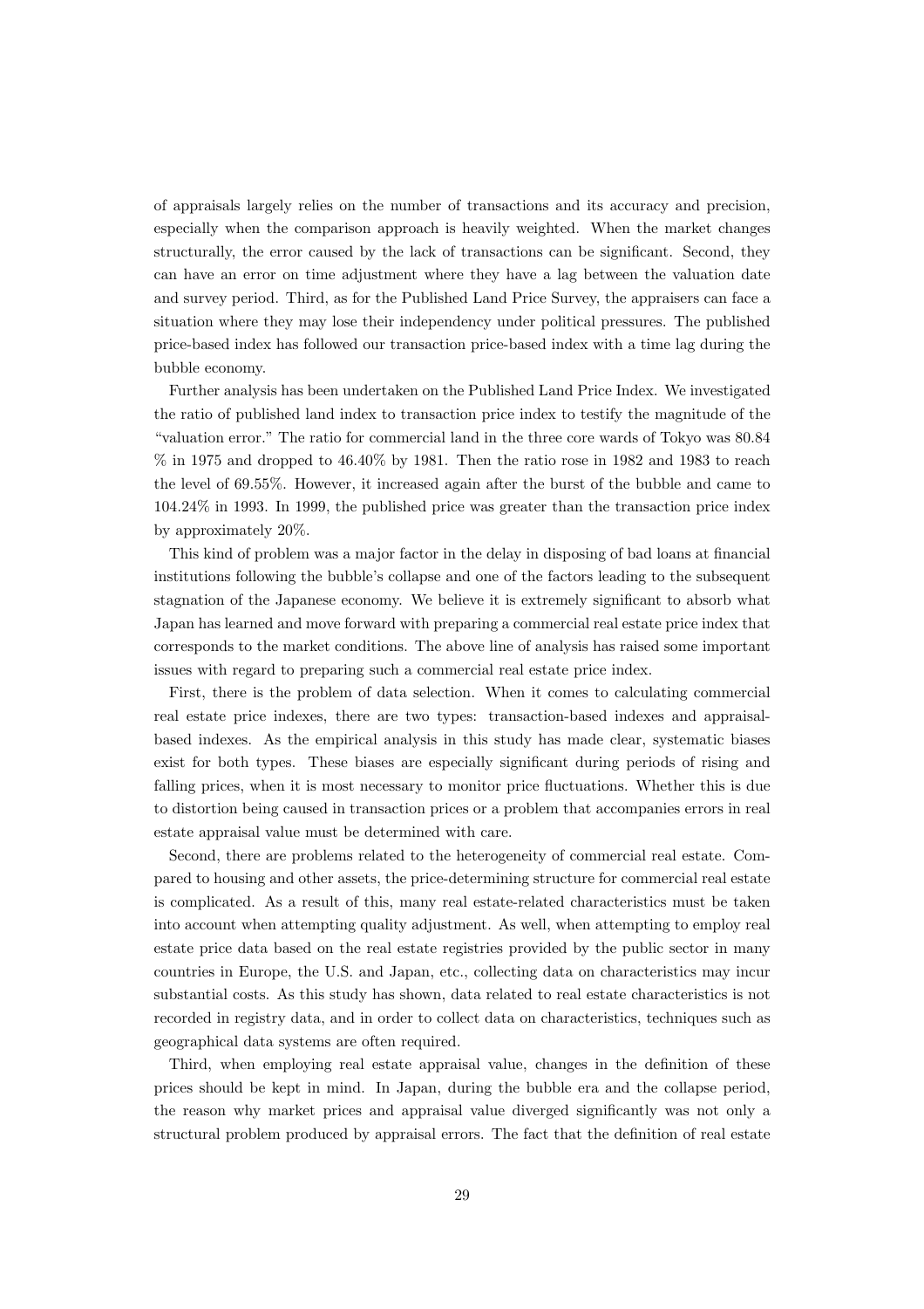of appraisals largely relies on the number of transactions and its accuracy and precision, especially when the comparison approach is heavily weighted. When the market changes structurally, the error caused by the lack of transactions can be significant. Second, they can have an error on time adjustment where they have a lag between the valuation date and survey period. Third, as for the Published Land Price Survey, the appraisers can face a situation where they may lose their independency under political pressures. The published price-based index has followed our transaction price-based index with a time lag during the bubble economy.

Further analysis has been undertaken on the Published Land Price Index. We investigated the ratio of published land index to transaction price index to testify the magnitude of the "valuation error." The ratio for commercial land in the three core wards of Tokyo was 80.84 % in 1975 and dropped to 46.40% by 1981. Then the ratio rose in 1982 and 1983 to reach the level of 69.55%. However, it increased again after the burst of the bubble and came to 104.24% in 1993. In 1999, the published price was greater than the transaction price index by approximately 20%.

This kind of problem was a major factor in the delay in disposing of bad loans at financial institutions following the bubble's collapse and one of the factors leading to the subsequent stagnation of the Japanese economy. We believe it is extremely significant to absorb what Japan has learned and move forward with preparing a commercial real estate price index that corresponds to the market conditions. The above line of analysis has raised some important issues with regard to preparing such a commercial real estate price index.

First, there is the problem of data selection. When it comes to calculating commercial real estate price indexes, there are two types: transaction-based indexes and appraisal-based indexes. As the empirical analysis in this study has made clear, systematic biases exist for both types. These biases are especially significant during periods of rising and falling prices, when it is most necessary to monitor price fluctuations. Whether this is due to distortion being caused in transaction prices or a problem that accompanies errors in real estate appraisal value must be determined with care.

Second, there are problems related to the heterogeneity of commercial real estate. Compared to housing and other assets, the price-determining structure for commercial real estate is complicated. As a result of this, many real estate-related characteristics must be taken into account when attempting quality adjustment. As well, when attempting to employ real estate price data based on the real estate registries provided by the public sector in many countries in Europe, the U.S. and Japan, etc., collecting data on characteristics may incur substantial costs. As this study has shown, data related to real estate characteristics is not recorded in registry data, and in order to collect data on characteristics, techniques such as geographical data systems are often required.

Third, when employing real estate appraisal value, changes in the definition of these prices should be kept in mind. In Japan, during the bubble era and the collapse period, the reason why market prices and appraisal value diverged significantly was not only a structural problem produced by appraisal errors. The fact that the definition of real estate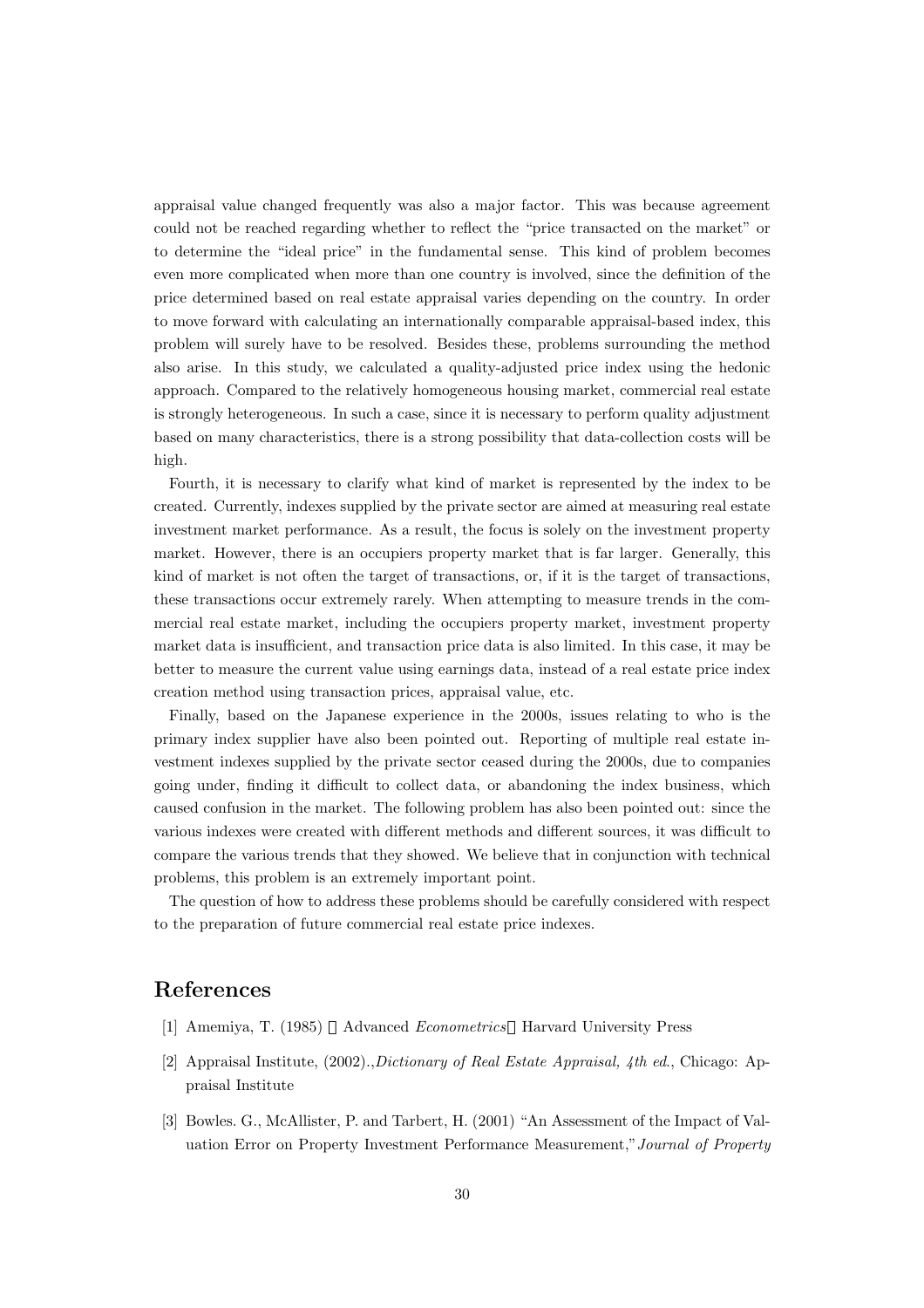appraisal value changed frequently was also a major factor. This was because agreement could not be reached regarding whether to reflect the "price transacted on the market" or to determine the "ideal price" in the fundamental sense. This kind of problem becomes even more complicated when more than one country is involved, since the definition of the price determined based on real estate appraisal varies depending on the country. In order to move forward with calculating an internationally comparable appraisal-based index, this problem will surely have to be resolved. Besides these, problems surrounding the method also arise. In this study, we calculated a quality-adjusted price index using the hedonic approach. Compared to the relatively homogeneous housing market, commercial real estate is strongly heterogeneous. In such a case, since it is necessary to perform quality adjustment based on many characteristics, there is a strong possibility that data-collection costs will be high.

Fourth, it is necessary to clarify what kind of market is represented by the index to be created. Currently, indexes supplied by the private sector are aimed at measuring real estate investment market performance. As a result, the focus is solely on the investment property market. However, there is an occupiers property market that is far larger. Generally, this kind of market is not often the target of transactions, or, if it is the target of transactions, these transactions occur extremely rarely. When attempting to measure trends in the commercial real estate market, including the occupiers property market, investment property market data is insufficient, and transaction price data is also limited. In this case, it may be better to measure the current value using earnings data, instead of a real estate price index creation method using transaction prices, appraisal value, etc.

Finally, based on the Japanese experience in the 2000s, issues relating to who is the primary index supplier have also been pointed out. Reporting of multiple real estate investment indexes supplied by the private sector ceased during the 2000s, due to companies going under, finding it difficult to collect data, or abandoning the index business, which caused confusion in the market. The following problem has also been pointed out: since the various indexes were created with different methods and different sources, it was difficult to compare the various trends that they showed. We believe that in conjunction with technical problems, this problem is an extremely important point.

The question of how to address these problems should be carefully considered with respect to the preparation of future commercial real estate price indexes.

# References

[1] Amemiya, T. (1985) Advanced *Econometrics* Harvard University Press

[2] Appraisal Institute, (2002).,*Dictionary of Real Estate Appraisal, 4th ed.*, Chicago: Appraisal Institute

[3] Bowles. G., McAllister, P. and Tarbert, H. (2001) "An Assessment of the Impact of Valuation Error on Property Investment Performance Measurement,"*Journal of Property*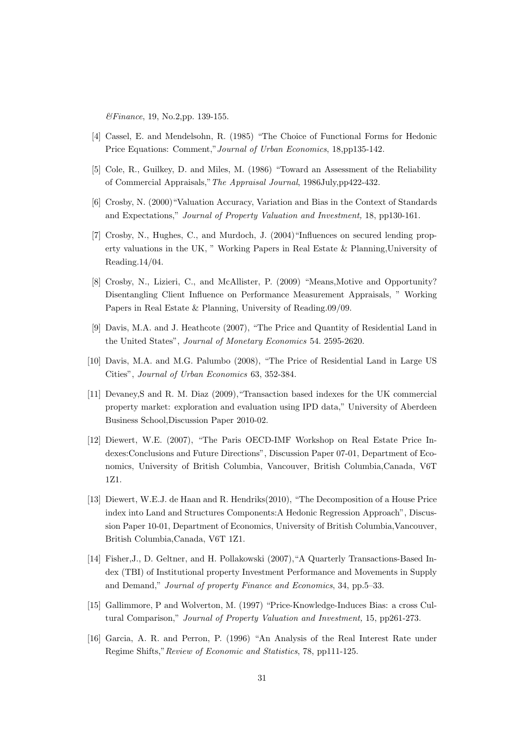*&Finance*, 19, No.2,pp. 139-155.

[4] Cassel, E. and Mendelsohn, R. (1985) "The Choice of Functional Forms for Hedonic Price Equations: Comment," *Journal of Urban Economics*, 18,pp135-142.

[5] Cole, R., Guilkey, D. and Miles, M. (1986) "Toward an Assessment of the Reliability of Commercial Appraisals," *The Appraisal Journal*, 1986July,pp422-432.

[6] Crosby, N. (2000)"Valuation Accuracy, Variation and Bias in the Context of Standards and Expectations," *Journal of Property Valuation and Investment,* 18, pp130-161.

[7] Crosby, N., Hughes, C., and Murdoch, J. (2004)"Influences on secured lending property valuations in the UK, " Working Papers in Real Estate & Planning,University of Reading.14/04.

[8] Crosby, N., Lizieri, C., and McAllister, P. (2009) "Means,Motive and Opportunity? Disentangling Client Influence on Performance Measurement Appraisals, " Working Papers in Real Estate & Planning, University of Reading.09/09.

[9] Davis, M.A. and J. Heathcote (2007), "The Price and Quantity of Residential Land in the United States", *Journal of Monetary Economics* 54. 2595-2620.

[10] Davis, M.A. and M.G. Palumbo (2008), "The Price of Residential Land in Large US Cities", *Journal of Urban Economics* 63, 352-384.

[11] Devaney,S and R. M. Diaz (2009),"Transaction based indexes for the UK commercial property market: exploration and evaluation using IPD data," University of Aberdeen Business School,Discussion Paper 2010-02.

[12] Diewert, W.E. (2007), "The Paris OECD-IMF Workshop on Real Estate Price Indexes:Conclusions and Future Directions", Discussion Paper 07-01, Department of Economics, University of British Columbia, Vancouver, British Columbia,Canada, V6T 1Z1.

[13] Diewert, W.E.J. de Haan and R. Hendriks(2010), "The Decomposition of a House Price index into Land and Structures Components:A Hedonic Regression Approach", Discussion Paper 10-01, Department of Economics, University of British Columbia,Vancouver, British Columbia,Canada, V6T 1Z1.

[14] Fisher,J., D. Geltner, and H. Pollakowski (2007),"A Quarterly Transactions-Based Index (TBI) of Institutional property Investment Performance and Movements in Supply and Demand," *Journal of property Finance and Economics*, 34, pp.5–33.

[15] Gallimmore, P and Wolverton, M. (1997) "Price-Knowledge-Induces Bias: a cross Cultural Comparison," *Journal of Property Valuation and Investment,* 15, pp261-273.

[16] Garcia, A. R. and Perron, P. (1996) "An Analysis of the Real Interest Rate under Regime Shifts," *Review of Economic and Statistics*, 78, pp111-125.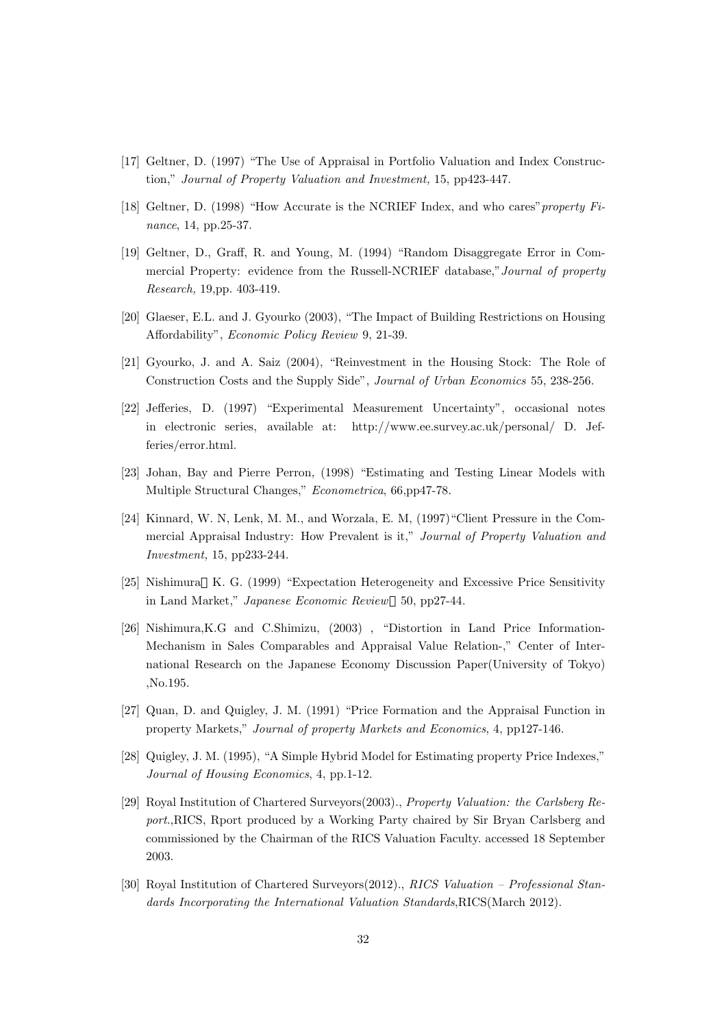[17] Geltner, D. (1997) "The Use of Appraisal in Portfolio Valuation and Index Construction," *Journal of Property Valuation and Investment,* 15, pp423-447.

[18] Geltner, D. (1998) "How Accurate is the NCRIEF Index, and who cares"*property Finance*, 14, pp.25-37.

[19] Geltner, D., Graff, R. and Young, M. (1994) "Random Disaggregate Error in Commercial Property: evidence from the Russell-NCRIEF database,"*Journal of property Research,* 19,pp. 403-419.

[20] Glaeser, E.L. and J. Gyourko (2003), "The Impact of Building Restrictions on Housing Affordability", *Economic Policy Review* 9, 21-39.

[21] Gyourko, J. and A. Saiz (2004), "Reinvestment in the Housing Stock: The Role of Construction Costs and the Supply Side", *Journal of Urban Economics* 55, 238-256.

[22] Jefferies, D. (1997) "Experimental Measurement Uncertainty", occasional notes in electronic series, available at: http://www.ee.survey.ac.uk/personal/ D. Jefferies/error.html.

[23] Johan, Bay and Pierre Perron, (1998) "Estimating and Testing Linear Models with Multiple Structural Changes," *Econometrica*, 66,pp47-78.

[24] Kinnard, W. N, Lenk, M. M., and Worzala, E. M, (1997)"Client Pressure in the Commercial Appraisal Industry: How Prevalent is it," *Journal of Property Valuation and Investment*, 15, pp233-244.

[25] Nishimura K. G. (1999) "Expectation Heterogeneity and Excessive Price Sensitivity in Land Market," *Japanese Economic Review* 50, pp27-44.

[26] Nishimura,K.G and C.Shimizu, (2003) , "Distortion in Land Price Information-Mechanism in Sales Comparables and Appraisal Value Relation-," Center of International Research on the Japanese Economy Discussion Paper(University of Tokyo) ,No.195.

[27] Quan, D. and Quigley, J. M. (1991) "Price Formation and the Appraisal Function in property Markets," *Journal of property Markets and Economics*, 4, pp127-146.

[28] Quigley, J. M. (1995), "A Simple Hybrid Model for Estimating property Price Indexes," *Journal of Housing Economics*, 4, pp.1-12.

[29] Royal Institution of Chartered Surveyors(2003)., *Property Valuation: the Carlsberg Report.*,RICS, Rport produced by a Working Party chaired by Sir Bryan Carlsberg and commissioned by the Chairman of the RICS Valuation Faculty. accessed 18 September 2003.

[30] Royal Institution of Chartered Surveyors(2012)., *RICS Valuation – Professional Standards Incorporating the International Valuation Standards*,RICS(March 2012).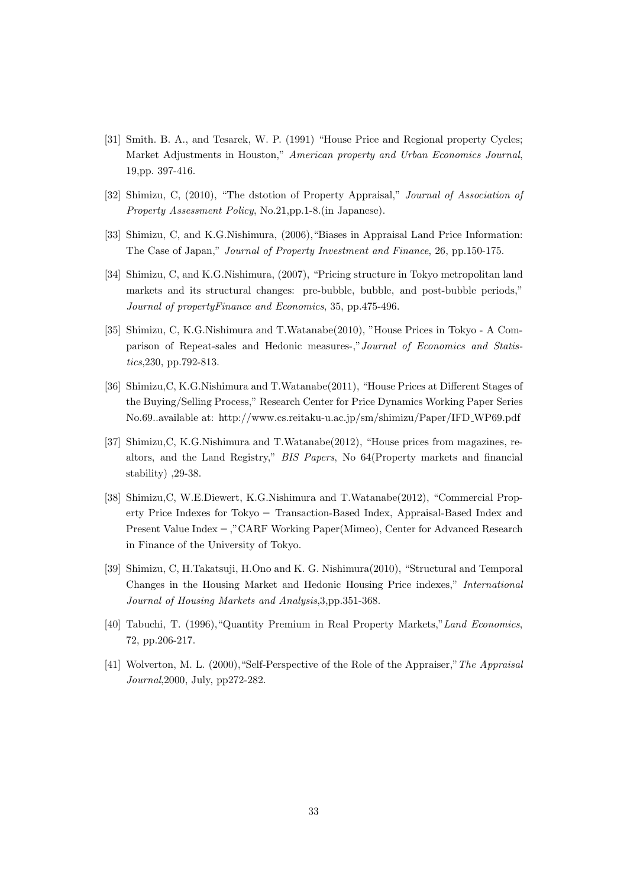[31] Smith. B. A., and Tesarek, W. P. (1991) "House Price and Regional property Cycles; Market Adjustments in Houston," *American property and Urban Economics Journal*, 19,pp. 397-416.

[32] Shimizu, C, (2010), "The dstotion of Property Appraisal," *Journal of Association of Property Assessment Policy*, No.21,pp.1-8.(in Japanese).

[33] Shimizu, C, and K.G.Nishimura, (2006),"Biases in Appraisal Land Price Information: The Case of Japan," *Journal of Property Investment and Finance*, 26, pp.150-175.

[34] Shimizu, C, and K.G.Nishimura, (2007), "Pricing structure in Tokyo metropolitan land markets and its structural changes: pre-bubble, bubble, and post-bubble periods," *Journal of propertyFinance and Economics*, 35, pp.475-496.

[35] Shimizu, C, K.G.Nishimura and T.Watanabe(2010), "House Prices in Tokyo - A Comparison of Repeat-sales and Hedonic measures-,"*Journal of Economics and Statistics*,230, pp.792-813.

[36] Shimizu,C, K.G.Nishimura and T.Watanabe(2011), "House Prices at Different Stages of the Buying/Selling Process," Research Center for Price Dynamics Working Paper Series No.69..available at: http://www.cs.reitaku-u.ac.jp/sm/shimizu/Paper/IFD_WP69.pdf

[37] Shimizu,C, K.G.Nishimura and T.Watanabe(2012), "House prices from magazines, realtors, and the Land Registry," *BIS Papers*, No 64(Property markets and financial stability) ,29-38.

[38] Shimizu,C, W.E.Diewert, K.G.Nishimura and T.Watanabe(2012), "Commercial Property Price Indexes for Tokyo − Transaction-Based Index, Appraisal-Based Index and Present Value Index − ,"CARF Working Paper(Mimeo), Center for Advanced Research in Finance of the University of Tokyo.

[39] Shimizu, C, H.Takatsuji, H.Ono and K. G. Nishimura(2010), "Structural and Temporal Changes in the Housing Market and Hedonic Housing Price indexes," *International Journal of Housing Markets and Analysis*,3,pp.351-368.

[40] Tabuchi, T. (1996),"Quantity Premium in Real Property Markets,"*Land Economics*, 72, pp.206-217.

[41] Wolverton, M. L. (2000),"Self-Perspective of the Role of the Appraiser,"*The Appraisal Journal*,2000, July, pp272-282.